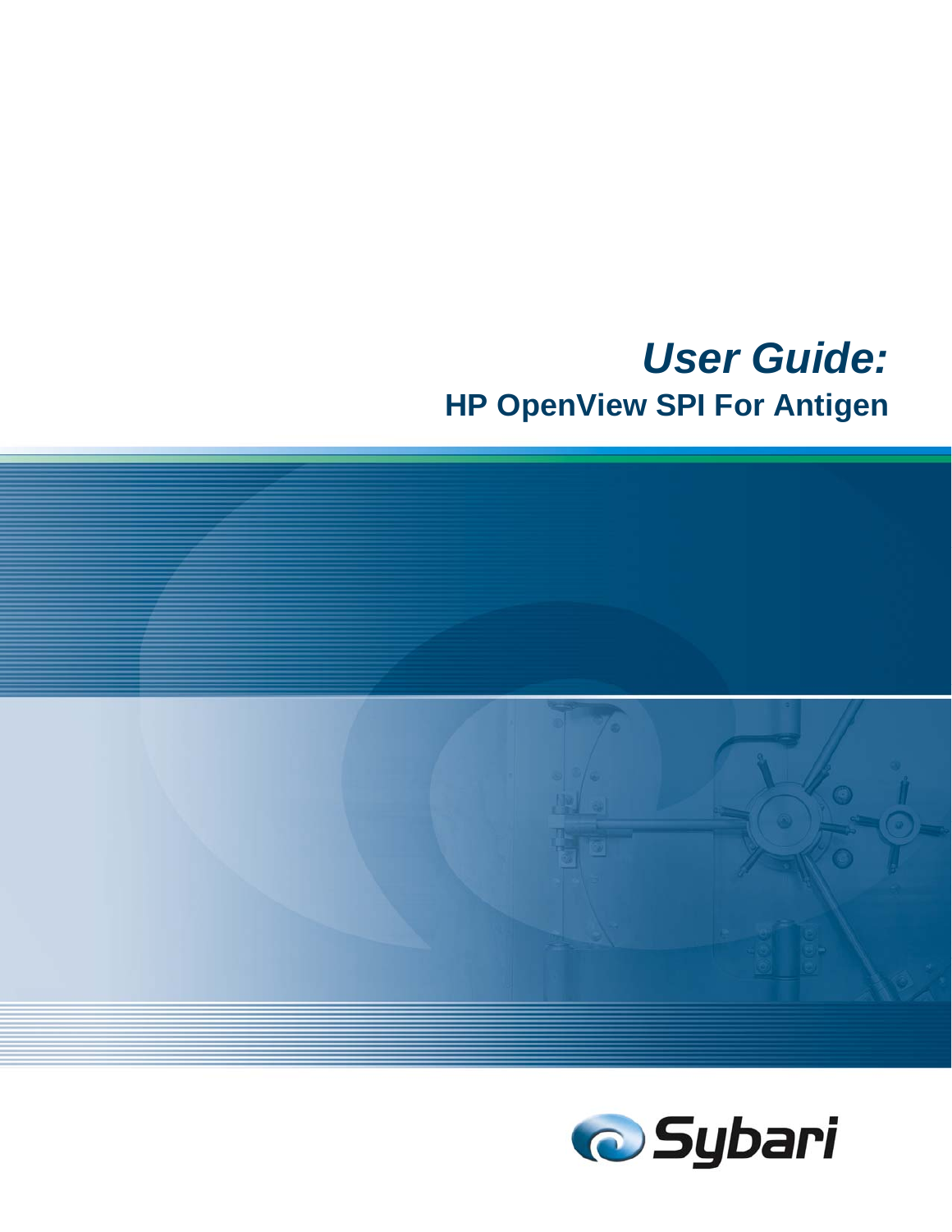# *User Guide:*

## HP OpenView SPI For Antigen

Sybari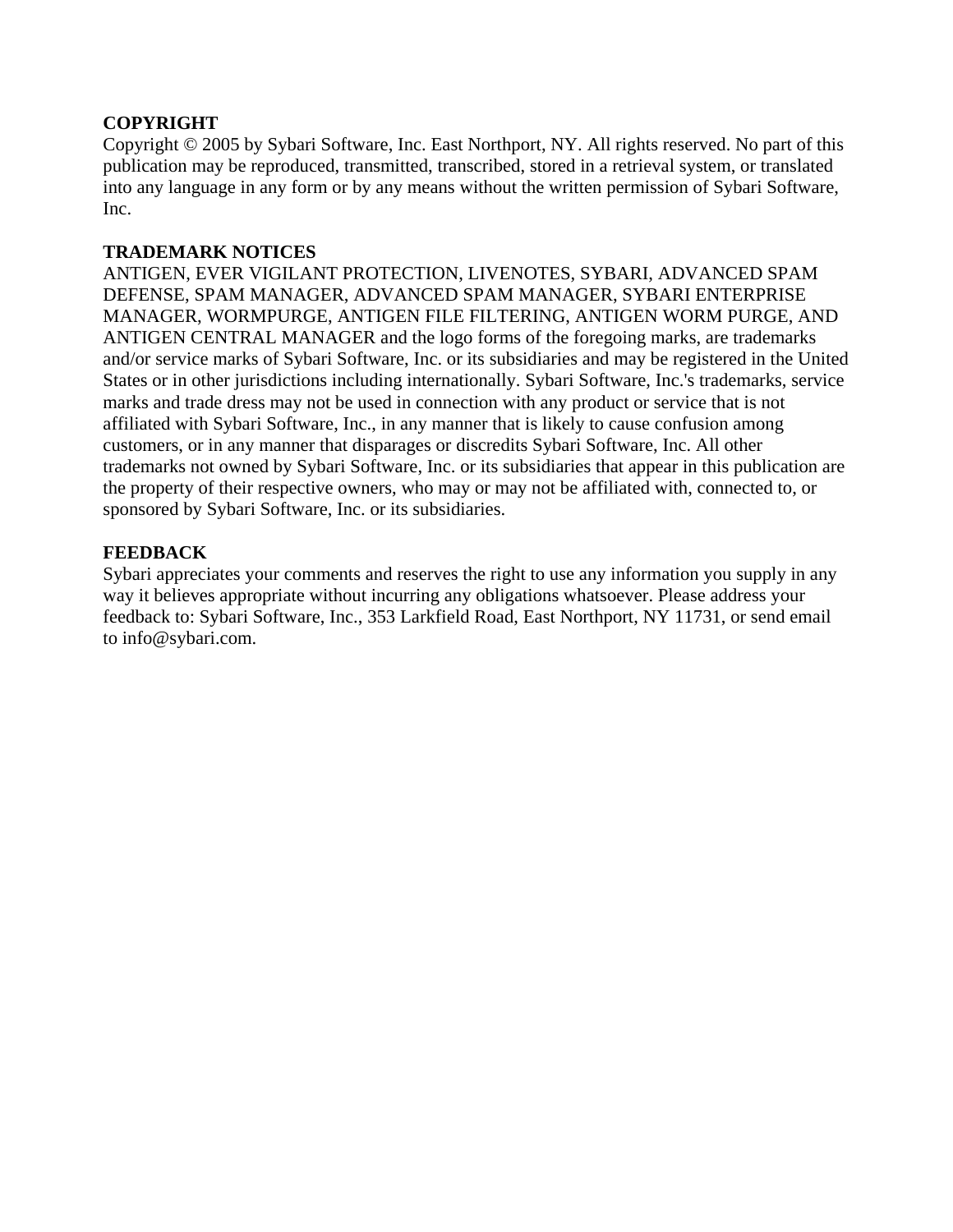**COPYRIGHT**

Copyright © 2005 by Sybari Software, Inc. East Northport, NY. All rights reserved. No part of this publication may be reproduced, transmitted, transcribed, stored in a retrieval system, or translated into any language in any form or by any means without the written permission of Sybari Software, Inc.

**TRADEMARK NOTICES**

ANTIGEN, EVER VIGILANT PROTECTION, LIVENOTES, SYBARI, ADVANCED SPAM DEFENSE, SPAM MANAGER, ADVANCED SPAM MANAGER, SYBARI ENTERPRISE MANAGER, WORMPURGE, ANTIGEN FILE FILTERING, ANTIGEN WORM PURGE, AND ANTIGEN CENTRAL MANAGER and the logo forms of the foregoing marks, are trademarks and/or service marks of Sybari Software, Inc. or its subsidiaries and may be registered in the United States or in other jurisdictions including internationally. Sybari Software, Inc.'s trademarks, service marks and trade dress may not be used in connection with any product or service that is not affiliated with Sybari Software, Inc., in any manner that is likely to cause confusion among customers, or in any manner that disparages or discredits Sybari Software, Inc. All other trademarks not owned by Sybari Software, Inc. or its subsidiaries that appear in this publication are the property of their respective owners, who may or may not be affiliated with, connected to, or sponsored by Sybari Software, Inc. or its subsidiaries.

**FEEDBACK**

Sybari appreciates your comments and reserves the right to use any information you supply in any way it believes appropriate without incurring any obligations whatsoever. Please address your feedback to: Sybari Software, Inc., 353 Larkfield Road, East Northport, NY 11731, or send email to info@sybari.com.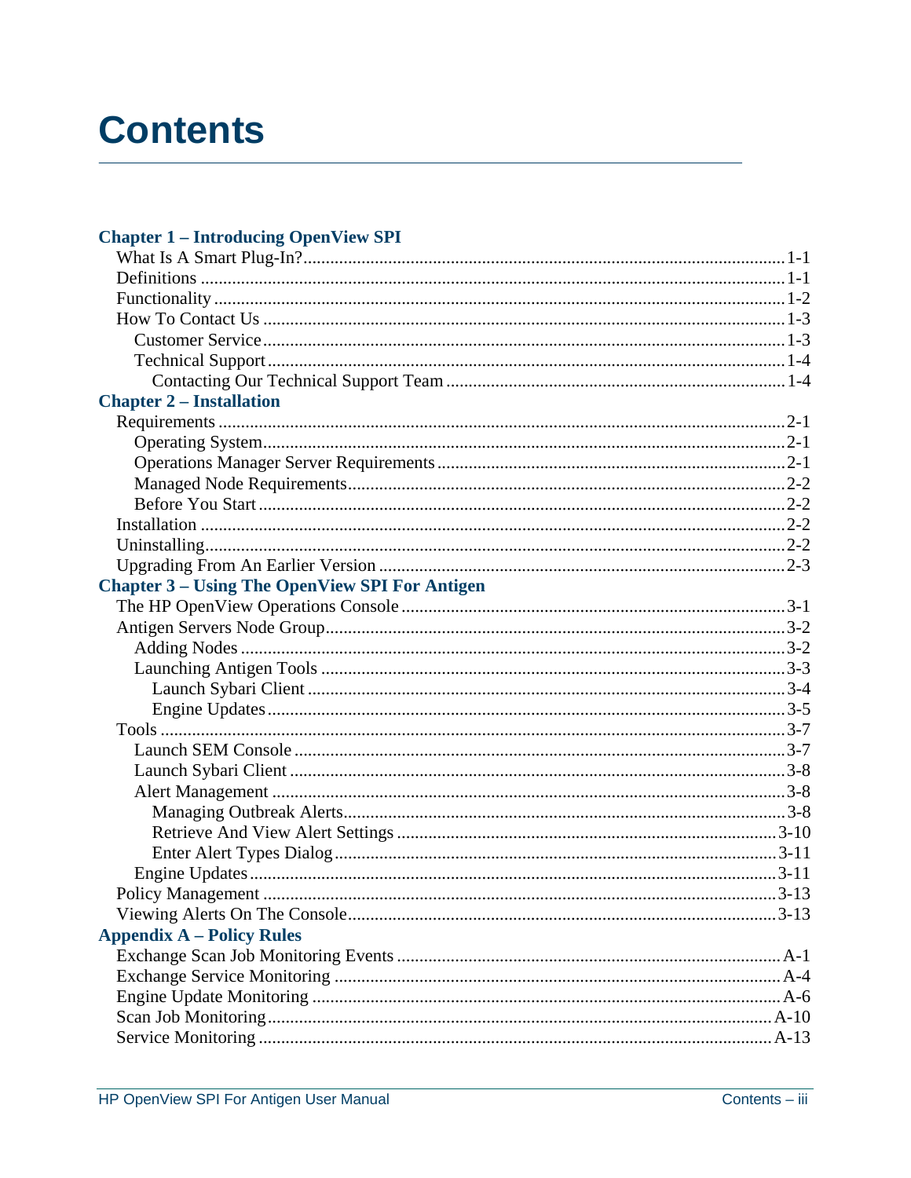# Contents

**Chapter 1 – Introducing OpenView SPI**

- What Is A Smart Plug-In? ..... 1-1
- Definitions ..... 1-1
- Functionality ..... 1-2
- How To Contact Us ..... 1-3
  - Customer Service ..... 1-3
  - Technical Support ..... 1-4
    - Contacting Our Technical Support Team ..... 1-4

**Chapter 2 – Installation**

- Requirements ..... 2-1
  - Operating System ..... 2-1
  - Operations Manager Server Requirements ..... 2-1
  - Managed Node Requirements ..... 2-2
  - Before You Start ..... 2-2
- Installation ..... 2-2
- Uninstalling ..... 2-2
- Upgrading From An Earlier Version ..... 2-3

**Chapter 3 – Using The OpenView SPI For Antigen**

- The HP OpenView Operations Console ..... 3-1
- Antigen Servers Node Group ..... 3-2
  - Adding Nodes ..... 3-2
  - Launching Antigen Tools ..... 3-3
    - Launch Sybari Client ..... 3-4
    - Engine Updates ..... 3-5
- Tools ..... 3-7
  - Launch SEM Console ..... 3-7
  - Launch Sybari Client ..... 3-8
  - Alert Management ..... 3-8
    - Managing Outbreak Alerts ..... 3-8
    - Retrieve And View Alert Settings ..... 3-10
    - Enter Alert Types Dialog ..... 3-11
  - Engine Updates ..... 3-11
- Policy Management ..... 3-13
- Viewing Alerts On The Console ..... 3-13

**Appendix A – Policy Rules**

- Exchange Scan Job Monitoring Events ..... A-1
- Exchange Service Monitoring ..... A-4
- Engine Update Monitoring ..... A-6
- Scan Job Monitoring ..... A-10
- Service Monitoring ..... A-13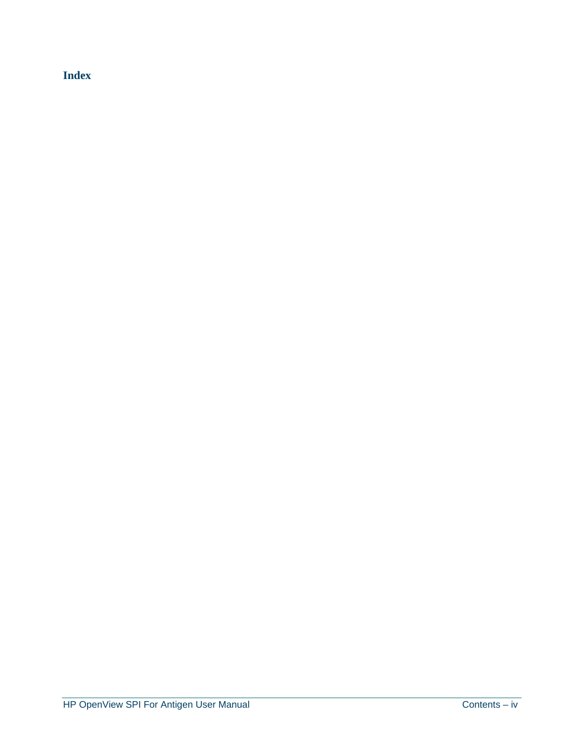**Index**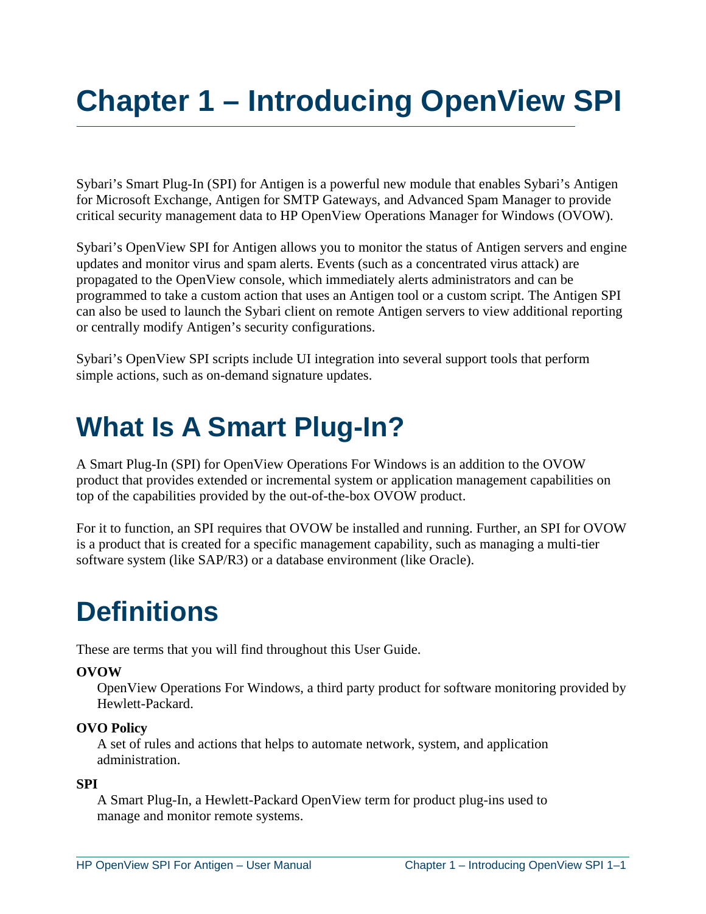# Chapter 1 – Introducing OpenView SPI

Sybari's Smart Plug-In (SPI) for Antigen is a powerful new module that enables Sybari's Antigen for Microsoft Exchange, Antigen for SMTP Gateways, and Advanced Spam Manager to provide critical security management data to HP OpenView Operations Manager for Windows (OVOW).

Sybari's OpenView SPI for Antigen allows you to monitor the status of Antigen servers and engine updates and monitor virus and spam alerts. Events (such as a concentrated virus attack) are propagated to the OpenView console, which immediately alerts administrators and can be programmed to take a custom action that uses an Antigen tool or a custom script. The Antigen SPI can also be used to launch the Sybari client on remote Antigen servers to view additional reporting or centrally modify Antigen's security configurations.

Sybari's OpenView SPI scripts include UI integration into several support tools that perform simple actions, such as on-demand signature updates.

## What Is A Smart Plug-In?

A Smart Plug-In (SPI) for OpenView Operations For Windows is an addition to the OVOW product that provides extended or incremental system or application management capabilities on top of the capabilities provided by the out-of-the-box OVOW product.

For it to function, an SPI requires that OVOW be installed and running. Further, an SPI for OVOW is a product that is created for a specific management capability, such as managing a multi-tier software system (like SAP/R3) or a database environment (like Oracle).

## Definitions

These are terms that you will find throughout this User Guide.

**OVOW**
OpenView Operations For Windows, a third party product for software monitoring provided by Hewlett-Packard.

**OVO Policy**
A set of rules and actions that helps to automate network, system, and application administration.

**SPI**
A Smart Plug-In, a Hewlett-Packard OpenView term for product plug-ins used to manage and monitor remote systems.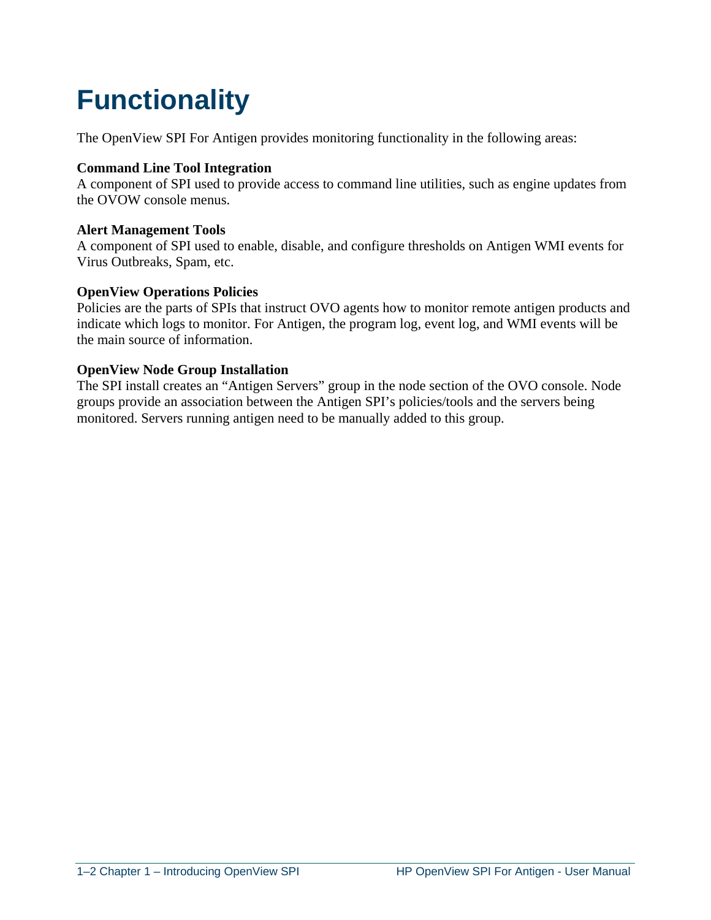# Functionality

The OpenView SPI For Antigen provides monitoring functionality in the following areas:

**Command Line Tool Integration**
A component of SPI used to provide access to command line utilities, such as engine updates from the OVOW console menus.

**Alert Management Tools**
A component of SPI used to enable, disable, and configure thresholds on Antigen WMI events for Virus Outbreaks, Spam, etc.

**OpenView Operations Policies**
Policies are the parts of SPIs that instruct OVO agents how to monitor remote antigen products and indicate which logs to monitor. For Antigen, the program log, event log, and WMI events will be the main source of information.

**OpenView Node Group Installation**
The SPI install creates an "Antigen Servers" group in the node section of the OVO console. Node groups provide an association between the Antigen SPI's policies/tools and the servers being monitored. Servers running antigen need to be manually added to this group.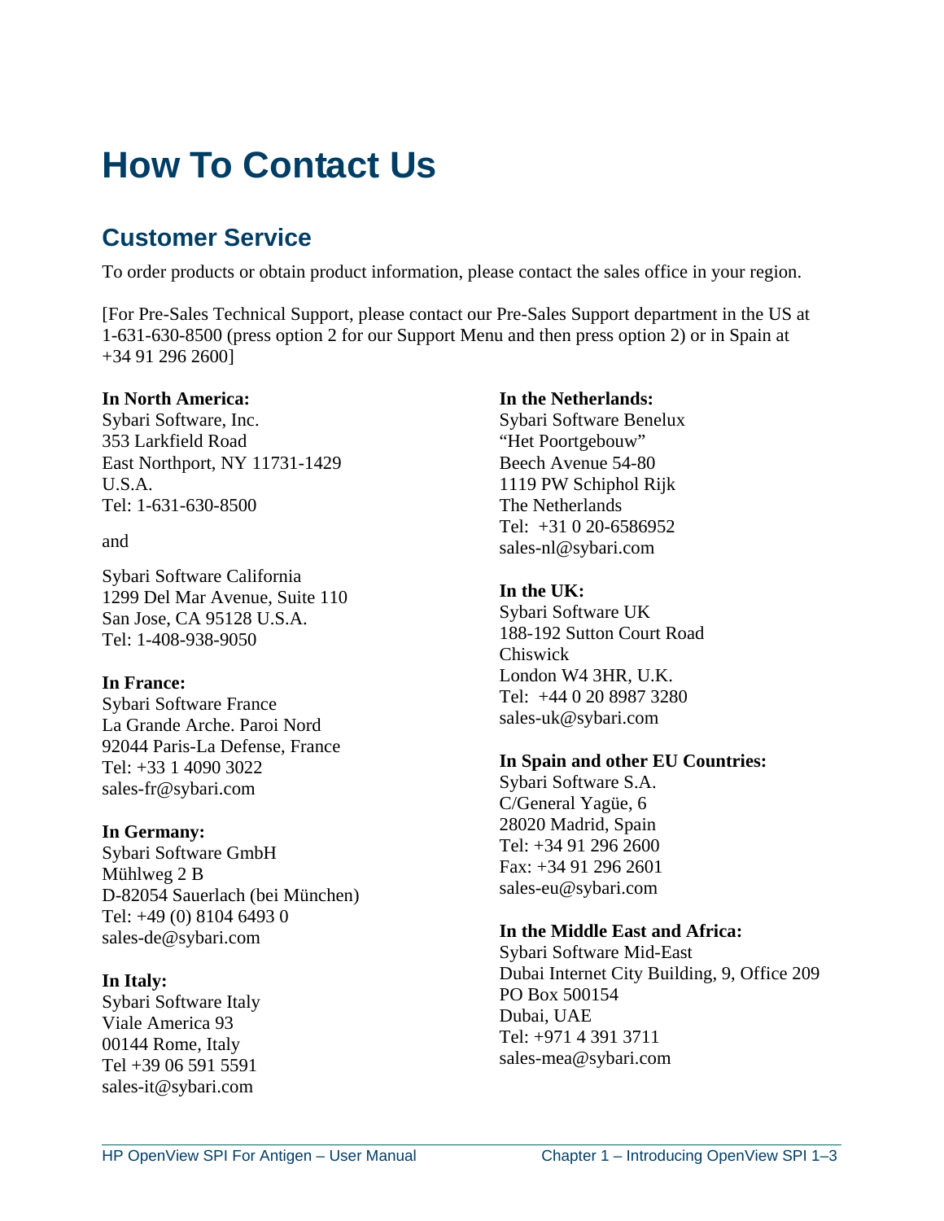# How To Contact Us

## Customer Service

To order products or obtain product information, please contact the sales office in your region.

[For Pre-Sales Technical Support, please contact our Pre-Sales Support department in the US at 1-631-630-8500 (press option 2 for our Support Menu and then press option 2) or in Spain at +34 91 296 2600]

**In North America:**
Sybari Software, Inc.
353 Larkfield Road
East Northport, NY 11731-1429
U.S.A.
Tel: 1-631-630-8500

and

Sybari Software California
1299 Del Mar Avenue, Suite 110
San Jose, CA 95128 U.S.A.
Tel: 1-408-938-9050

**In France:**
Sybari Software France
La Grande Arche. Paroi Nord
92044 Paris-La Defense, France
Tel: +33 1 4090 3022
sales-fr@sybari.com

**In Germany:**
Sybari Software GmbH
Mühlweg 2 B
D-82054 Sauerlach (bei München)
Tel: +49 (0) 8104 6493 0
sales-de@sybari.com

**In Italy:**
Sybari Software Italy
Viale America 93
00144 Rome, Italy
Tel +39 06 591 5591
sales-it@sybari.com

**In the Netherlands:**
Sybari Software Benelux
"Het Poortgebouw"
Beech Avenue 54-80
1119 PW Schiphol Rijk
The Netherlands
Tel: +31 0 20-6586952
sales-nl@sybari.com

**In the UK:**
Sybari Software UK
188-192 Sutton Court Road
Chiswick
London W4 3HR, U.K.
Tel: +44 0 20 8987 3280
sales-uk@sybari.com

**In Spain and other EU Countries:**
Sybari Software S.A.
C/General Yagüe, 6
28020 Madrid, Spain
Tel: +34 91 296 2600
Fax: +34 91 296 2601
sales-eu@sybari.com

**In the Middle East and Africa:**
Sybari Software Mid-East
Dubai Internet City Building, 9, Office 209
PO Box 500154
Dubai, UAE
Tel: +971 4 391 3711
sales-mea@sybari.com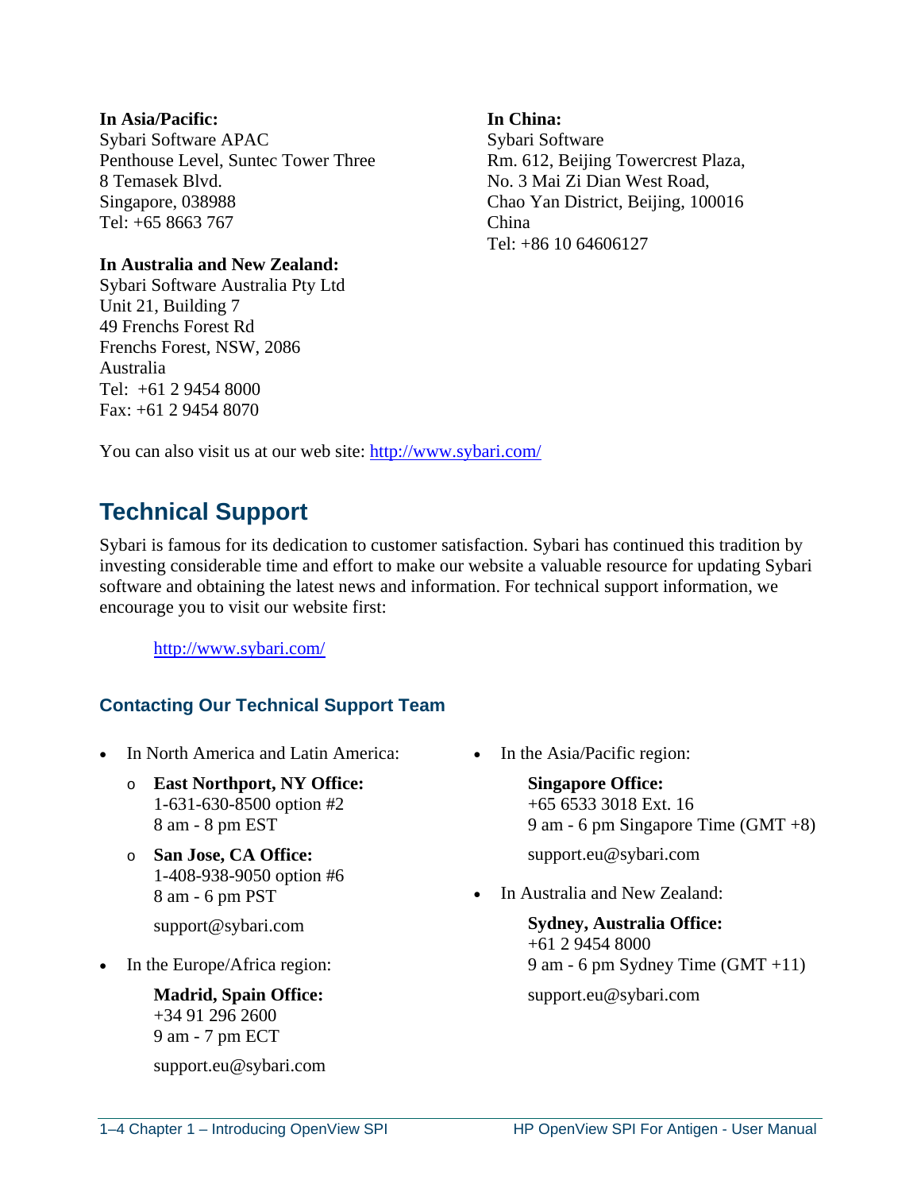**In Asia/Pacific:**
Sybari Software APAC
Penthouse Level, Suntec Tower Three
8 Temasek Blvd.
Singapore, 038988
Tel: +65 8663 767

**In Australia and New Zealand:**
Sybari Software Australia Pty Ltd
Unit 21, Building 7
49 Frenchs Forest Rd
Frenchs Forest, NSW, 2086
Australia
Tel: +61 2 9454 8000
Fax: +61 2 9454 8070

**In China:**
Sybari Software
Rm. 612, Beijing Towercrest Plaza,
No. 3 Mai Zi Dian West Road,
Chao Yan District, Beijing, 100016
China
Tel: +86 10 64606127

You can also visit us at our web site: http://www.sybari.com/

## Technical Support

Sybari is famous for its dedication to customer satisfaction. Sybari has continued this tradition by investing considerable time and effort to make our website a valuable resource for updating Sybari software and obtaining the latest news and information. For technical support information, we encourage you to visit our website first:

> http://www.sybari.com/

### Contacting Our Technical Support Team

- In North America and Latin America:
  - **East Northport, NY Office:**
    1-631-630-8500 option #2
    8 am - 8 pm EST
  - **San Jose, CA Office:**
    1-408-938-9050 option #6
    8 am - 6 pm PST

    support@sybari.com
- In the Europe/Africa region:

  **Madrid, Spain Office:**
  +34 91 296 2600
  9 am - 7 pm ECT

  support.eu@sybari.com
- In the Asia/Pacific region:

  **Singapore Office:**
  +65 6533 3018 Ext. 16
  9 am - 6 pm Singapore Time (GMT +8)

  support.eu@sybari.com
- In Australia and New Zealand:

  **Sydney, Australia Office:**
  +61 2 9454 8000
  9 am - 6 pm Sydney Time (GMT +11)

  support.eu@sybari.com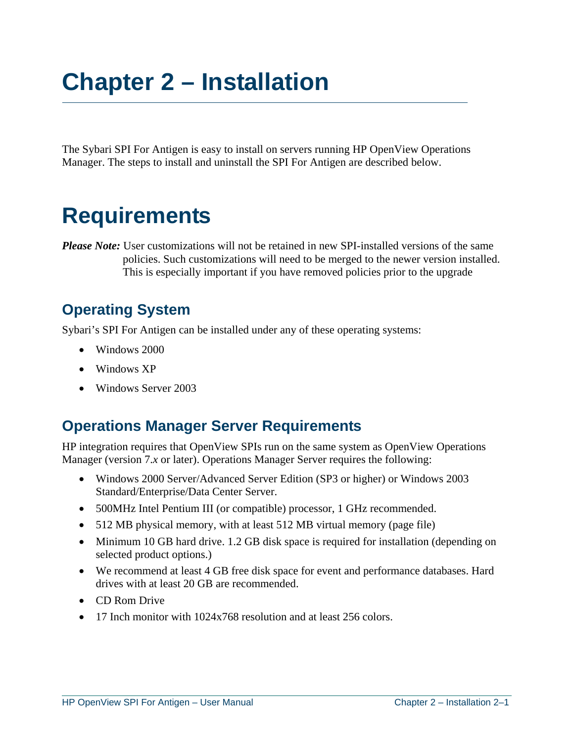# Chapter 2 – Installation

The Sybari SPI For Antigen is easy to install on servers running HP OpenView Operations Manager. The steps to install and uninstall the SPI For Antigen are described below.

# Requirements

***Please Note:*** User customizations will not be retained in new SPI-installed versions of the same policies. Such customizations will need to be merged to the newer version installed. This is especially important if you have removed policies prior to the upgrade

## Operating System

Sybari's SPI For Antigen can be installed under any of these operating systems:

- Windows 2000
- Windows XP
- Windows Server 2003

## Operations Manager Server Requirements

HP integration requires that OpenView SPIs run on the same system as OpenView Operations Manager (version 7.*x* or later). Operations Manager Server requires the following:

- Windows 2000 Server/Advanced Server Edition (SP3 or higher) or Windows 2003 Standard/Enterprise/Data Center Server.
- 500MHz Intel Pentium III (or compatible) processor, 1 GHz recommended.
- 512 MB physical memory, with at least 512 MB virtual memory (page file)
- Minimum 10 GB hard drive. 1.2 GB disk space is required for installation (depending on selected product options.)
- We recommend at least 4 GB free disk space for event and performance databases. Hard drives with at least 20 GB are recommended.
- CD Rom Drive
- 17 Inch monitor with 1024x768 resolution and at least 256 colors.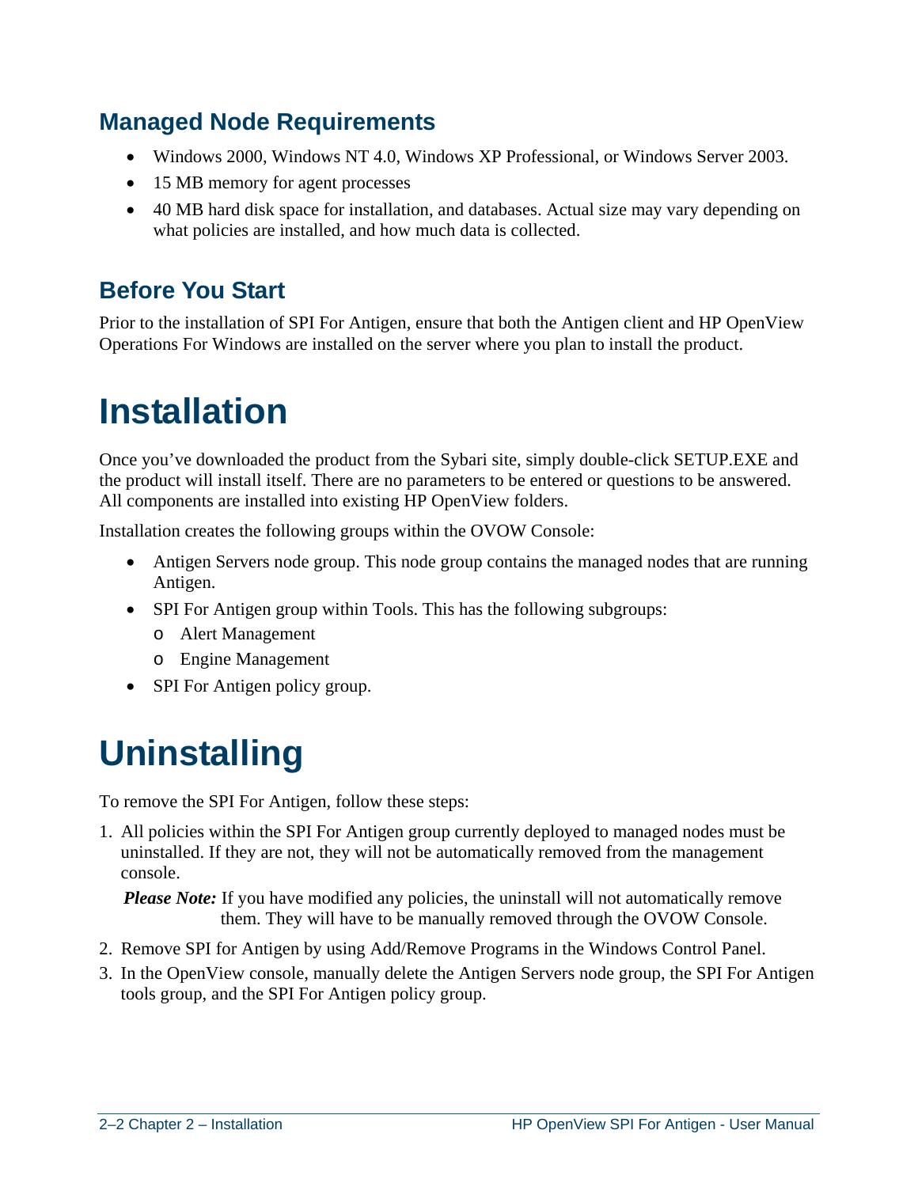## Managed Node Requirements

- Windows 2000, Windows NT 4.0, Windows XP Professional, or Windows Server 2003.
- 15 MB memory for agent processes
- 40 MB hard disk space for installation, and databases. Actual size may vary depending on what policies are installed, and how much data is collected.

## Before You Start

Prior to the installation of SPI For Antigen, ensure that both the Antigen client and HP OpenView Operations For Windows are installed on the server where you plan to install the product.

# Installation

Once you've downloaded the product from the Sybari site, simply double-click SETUP.EXE and the product will install itself. There are no parameters to be entered or questions to be answered. All components are installed into existing HP OpenView folders.

Installation creates the following groups within the OVOW Console:

- Antigen Servers node group. This node group contains the managed nodes that are running Antigen.
- SPI For Antigen group within Tools. This has the following subgroups:
  - Alert Management
  - Engine Management
- SPI For Antigen policy group.

# Uninstalling

To remove the SPI For Antigen, follow these steps:

1. All policies within the SPI For Antigen group currently deployed to managed nodes must be uninstalled. If they are not, they will not be automatically removed from the management console.

   ***Please Note:*** If you have modified any policies, the uninstall will not automatically remove them. They will have to be manually removed through the OVOW Console.

2. Remove SPI for Antigen by using Add/Remove Programs in the Windows Control Panel.
3. In the OpenView console, manually delete the Antigen Servers node group, the SPI For Antigen tools group, and the SPI For Antigen policy group.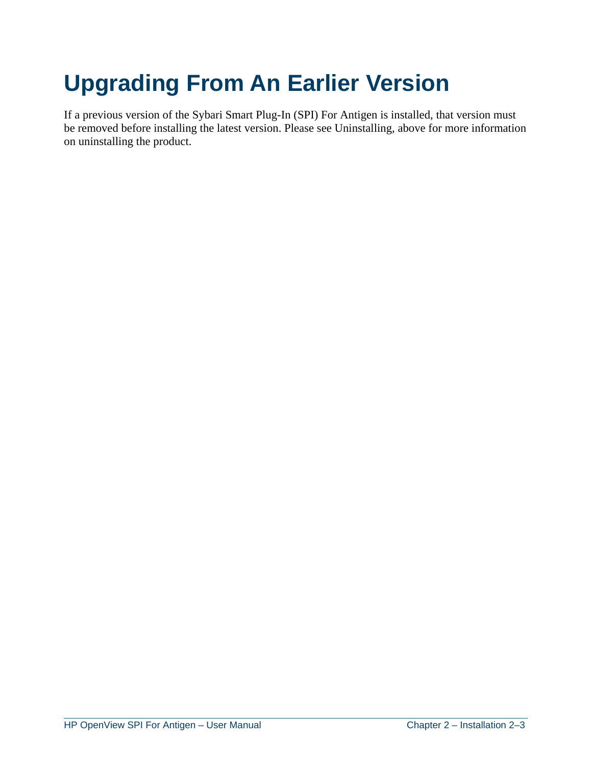# Upgrading From An Earlier Version

If a previous version of the Sybari Smart Plug-In (SPI) For Antigen is installed, that version must be removed before installing the latest version. Please see Uninstalling, above for more information on uninstalling the product.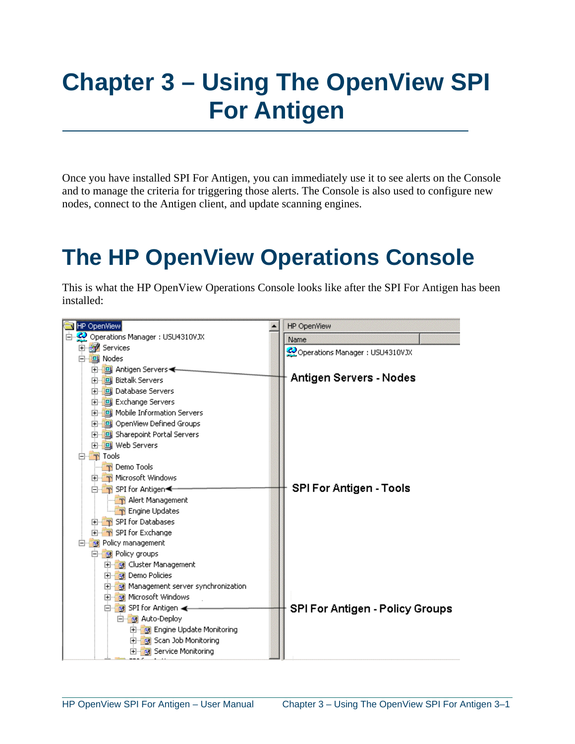# Chapter 3 – Using The OpenView SPI For Antigen

Once you have installed SPI For Antigen, you can immediately use it to see alerts on the Console and to manage the criteria for triggering those alerts. The Console is also used to configure new nodes, connect to the Antigen client, and update scanning engines.

## The HP OpenView Operations Console

This is what the HP OpenView Operations Console looks like after the SPI For Antigen has been installed: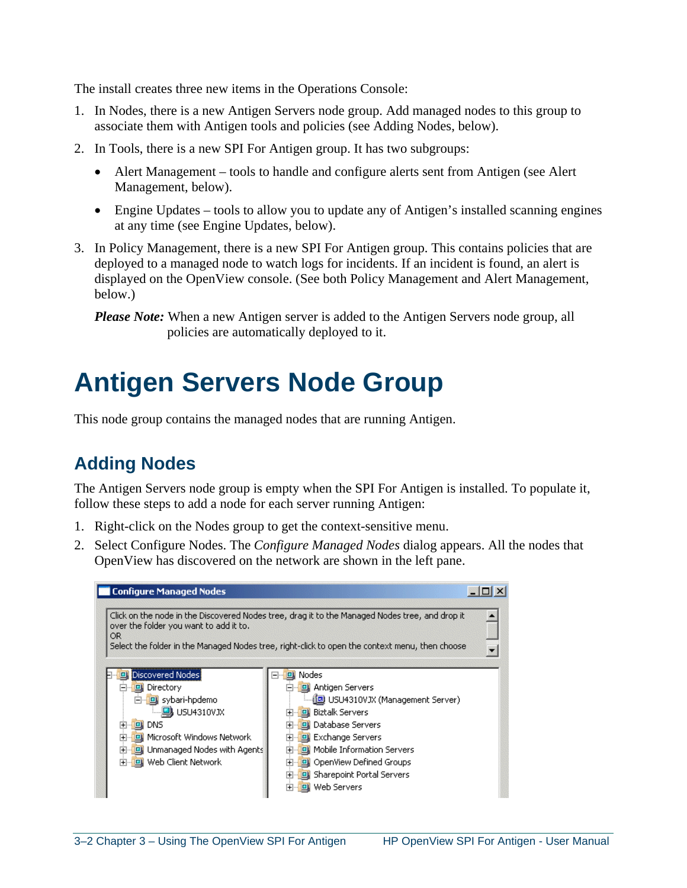The install creates three new items in the Operations Console:

1. In Nodes, there is a new Antigen Servers node group. Add managed nodes to this group to associate them with Antigen tools and policies (see Adding Nodes, below).
2. In Tools, there is a new SPI For Antigen group. It has two subgroups:
   - Alert Management – tools to handle and configure alerts sent from Antigen (see Alert Management, below).
   - Engine Updates – tools to allow you to update any of Antigen's installed scanning engines at any time (see Engine Updates, below).
3. In Policy Management, there is a new SPI For Antigen group. This contains policies that are deployed to a managed node to watch logs for incidents. If an incident is found, an alert is displayed on the OpenView console. (See both Policy Management and Alert Management, below.)

   ***Please Note:*** When a new Antigen server is added to the Antigen Servers node group, all policies are automatically deployed to it.

# Antigen Servers Node Group

This node group contains the managed nodes that are running Antigen.

## Adding Nodes

The Antigen Servers node group is empty when the SPI For Antigen is installed. To populate it, follow these steps to add a node for each server running Antigen:

1. Right-click on the Nodes group to get the context-sensitive menu.
2. Select Configure Nodes. The *Configure Managed Nodes* dialog appears. All the nodes that OpenView has discovered on the network are shown in the left pane.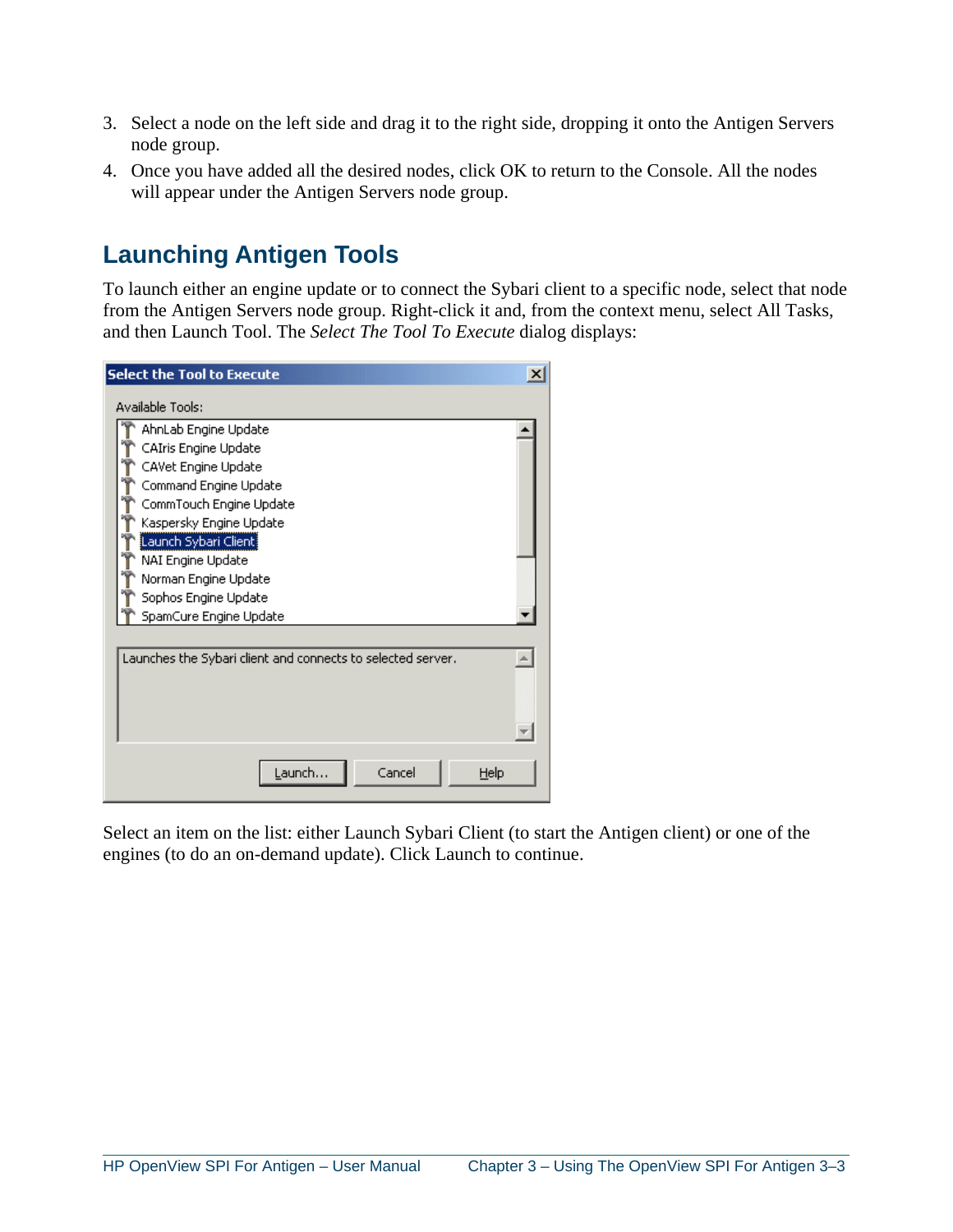3. Select a node on the left side and drag it to the right side, dropping it onto the Antigen Servers node group.
4. Once you have added all the desired nodes, click OK to return to the Console. All the nodes will appear under the Antigen Servers node group.

## Launching Antigen Tools

To launch either an engine update or to connect the Sybari client to a specific node, select that node from the Antigen Servers node group. Right-click it and, from the context menu, select All Tasks, and then Launch Tool. The *Select The Tool To Execute* dialog displays:

Select an item on the list: either Launch Sybari Client (to start the Antigen client) or one of the engines (to do an on-demand update). Click Launch to continue.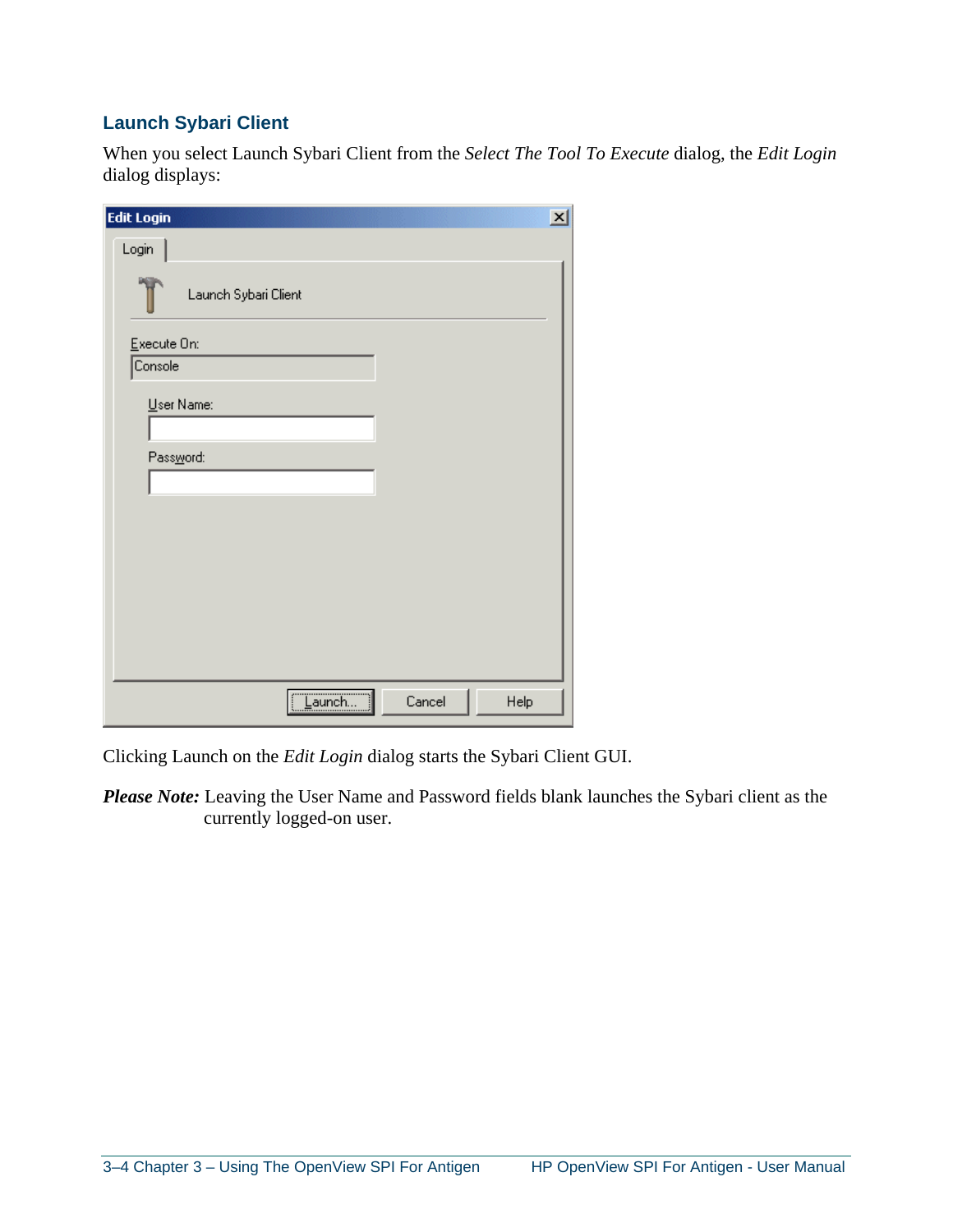### Launch Sybari Client

When you select Launch Sybari Client from the *Select The Tool To Execute* dialog, the *Edit Login* dialog displays:

Clicking Launch on the *Edit Login* dialog starts the Sybari Client GUI.

***Please Note:*** Leaving the User Name and Password fields blank launches the Sybari client as the currently logged-on user.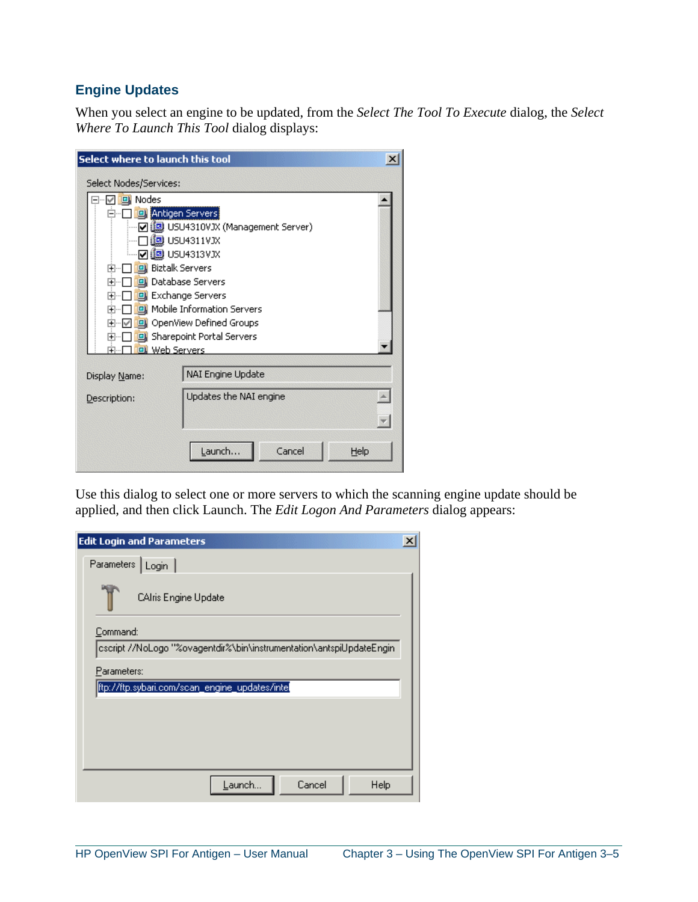## Engine Updates

When you select an engine to be updated, from the *Select The Tool To Execute* dialog, the *Select Where To Launch This Tool* dialog displays:

Use this dialog to select one or more servers to which the scanning engine update should be applied, and then click Launch. The *Edit Logon And Parameters* dialog appears: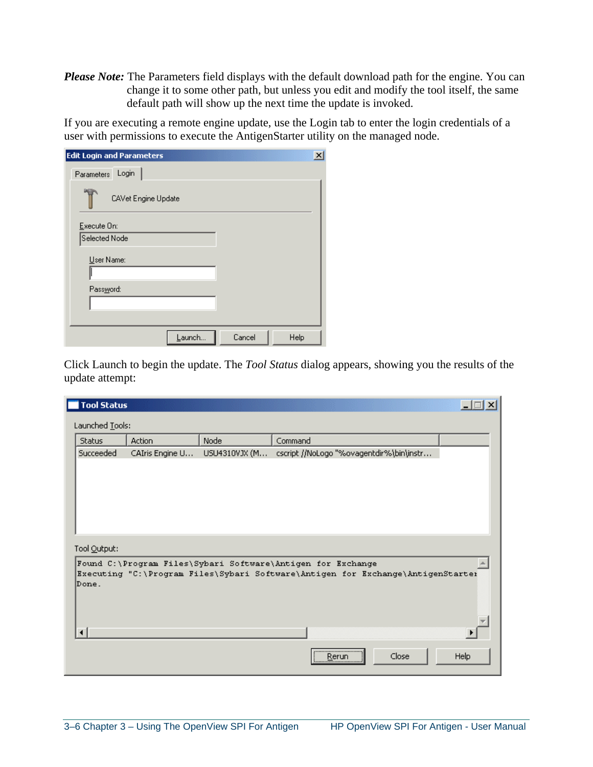***Please Note:*** The Parameters field displays with the default download path for the engine. You can change it to some other path, but unless you edit and modify the tool itself, the same default path will show up the next time the update is invoked.

If you are executing a remote engine update, use the Login tab to enter the login credentials of a user with permissions to execute the AntigenStarter utility on the managed node.

Click Launch to begin the update. The *Tool Status* dialog appears, showing you the results of the update attempt: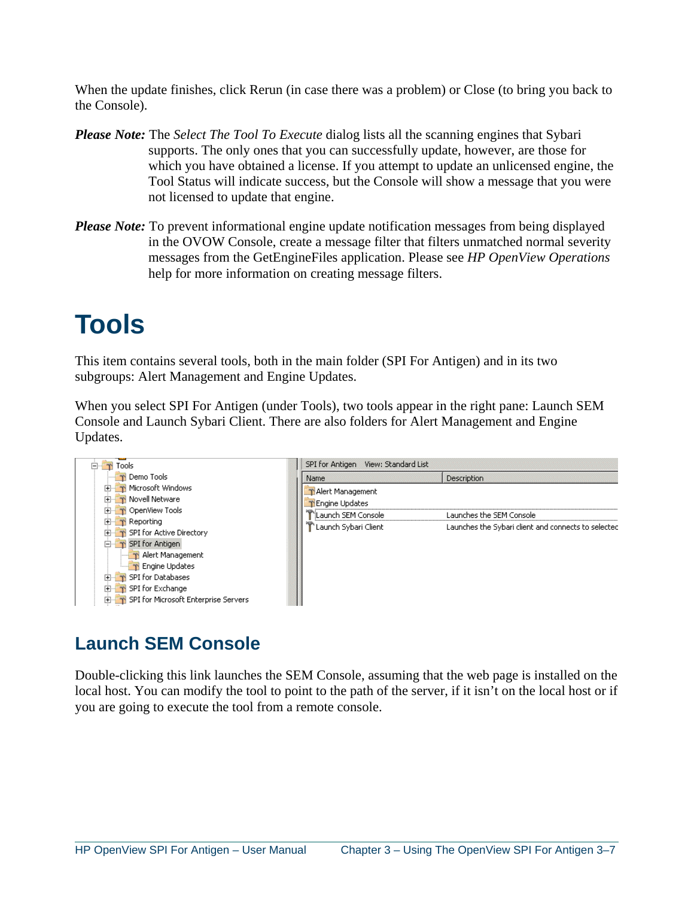When the update finishes, click Rerun (in case there was a problem) or Close (to bring you back to the Console).

***Please Note:*** The *Select The Tool To Execute* dialog lists all the scanning engines that Sybari supports. The only ones that you can successfully update, however, are those for which you have obtained a license. If you attempt to update an unlicensed engine, the Tool Status will indicate success, but the Console will show a message that you were not licensed to update that engine.

***Please Note:*** To prevent informational engine update notification messages from being displayed in the OVOW Console, create a message filter that filters unmatched normal severity messages from the GetEngineFiles application. Please see *HP OpenView Operations* help for more information on creating message filters.

# Tools

This item contains several tools, both in the main folder (SPI For Antigen) and in its two subgroups: Alert Management and Engine Updates.

When you select SPI For Antigen (under Tools), two tools appear in the right pane: Launch SEM Console and Launch Sybari Client. There are also folders for Alert Management and Engine Updates.

## Launch SEM Console

Double-clicking this link launches the SEM Console, assuming that the web page is installed on the local host. You can modify the tool to point to the path of the server, if it isn't on the local host or if you are going to execute the tool from a remote console.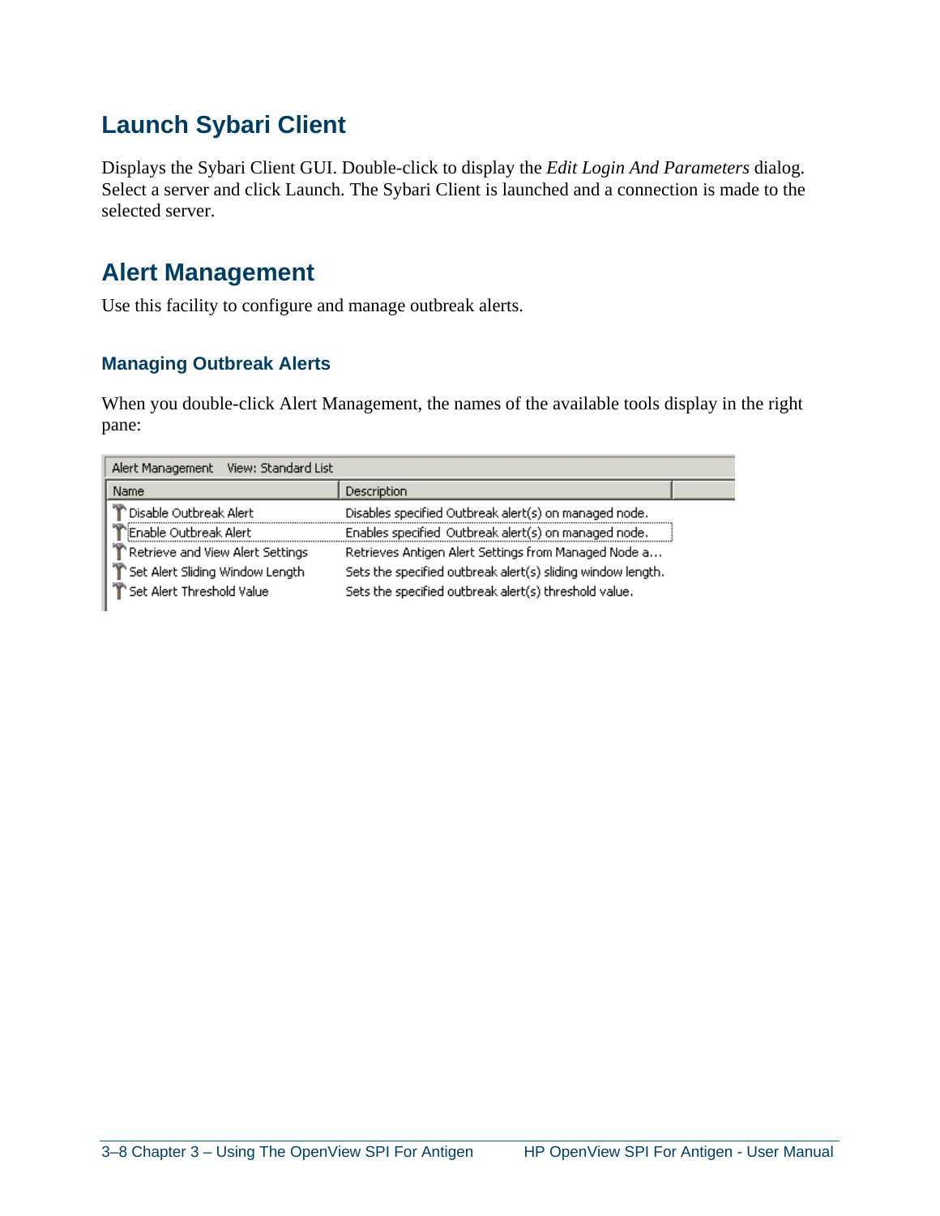## Launch Sybari Client

Displays the Sybari Client GUI. Double-click to display the *Edit Login And Parameters* dialog. Select a server and click Launch. The Sybari Client is launched and a connection is made to the selected server.

## Alert Management

Use this facility to configure and manage outbreak alerts.

### Managing Outbreak Alerts

When you double-click Alert Management, the names of the available tools display in the right pane:

Alert Management View: Standard List

| Name | Description |
|---|---|
| Disable Outbreak Alert | Disables specified Outbreak alert(s) on managed node. |
| Enable Outbreak Alert | Enables specified Outbreak alert(s) on managed node. |
| Retrieve and View Alert Settings | Retrieves Antigen Alert Settings from Managed Node a… |
| Set Alert Sliding Window Length | Sets the specified outbreak alert(s) sliding window length. |
| Set Alert Threshold Value | Sets the specified outbreak alert(s) threshold value. |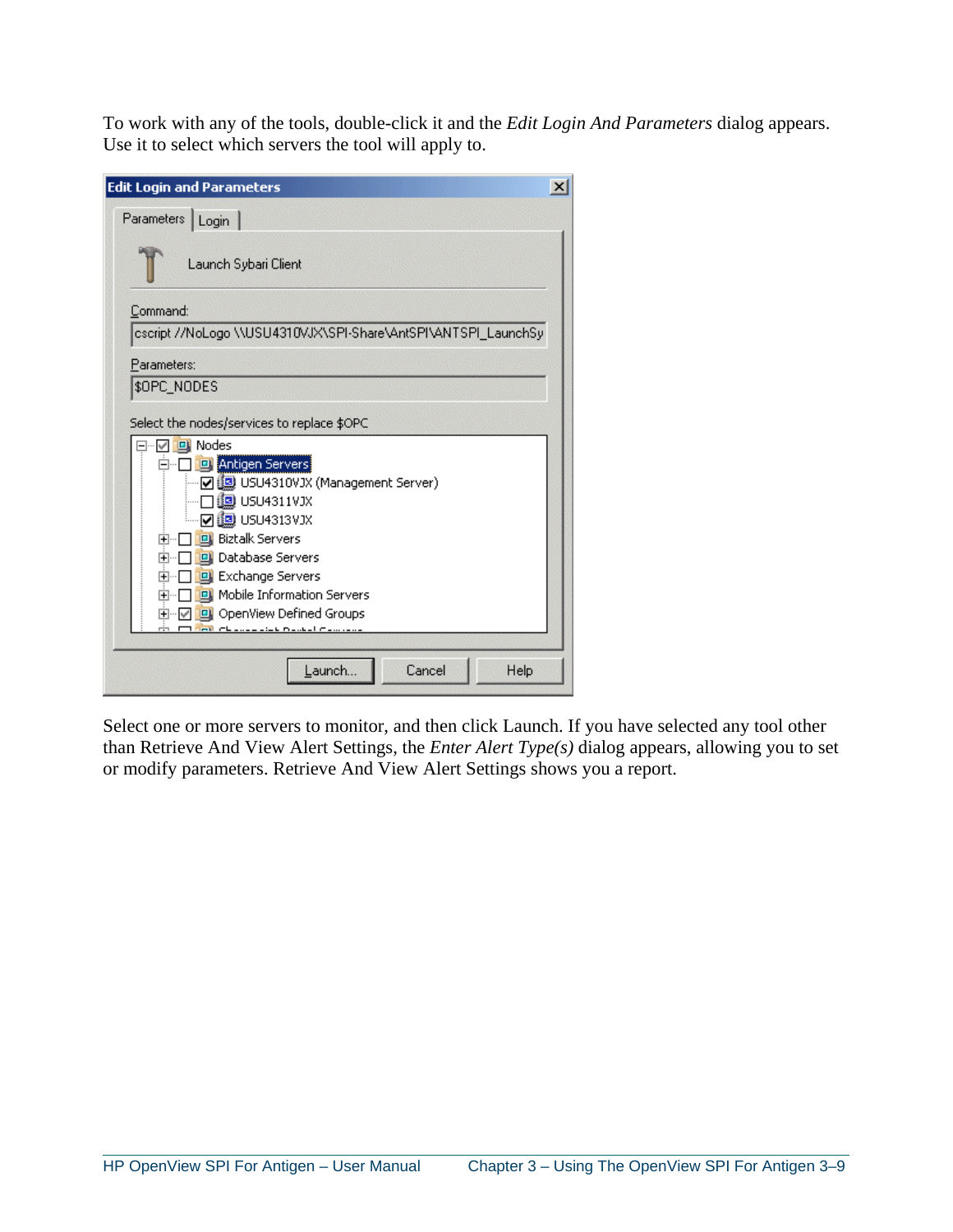To work with any of the tools, double-click it and the *Edit Login And Parameters* dialog appears. Use it to select which servers the tool will apply to.

Select one or more servers to monitor, and then click Launch. If you have selected any tool other than Retrieve And View Alert Settings, the *Enter Alert Type(s)* dialog appears, allowing you to set or modify parameters. Retrieve And View Alert Settings shows you a report.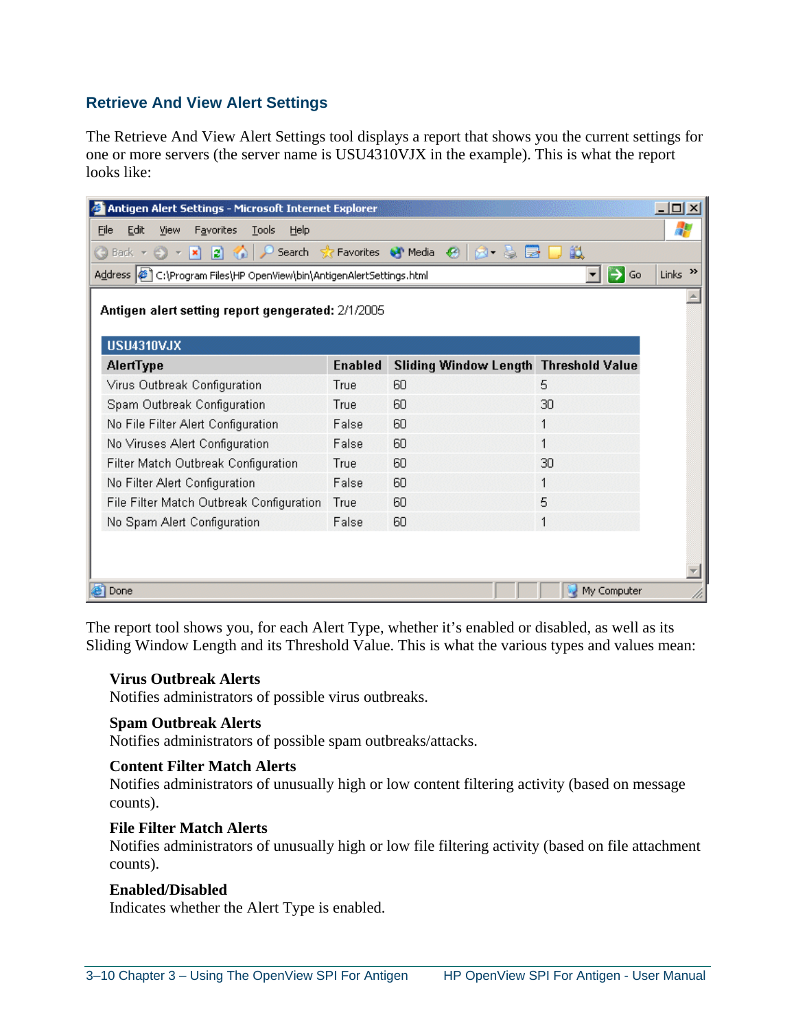## Retrieve And View Alert Settings

The Retrieve And View Alert Settings tool displays a report that shows you the current settings for one or more servers (the server name is USU4310VJX in the example). This is what the report looks like:

Antigen Alert Settings - Microsoft Internet Explorer

Address: C:\Program Files\HP OpenView\bin\AntigenAlertSettings.html

**Antigen alert setting report gengerated:** 2/1/2005

**USU4310VJX**

| AlertType | Enabled | Sliding Window Length | Threshold Value |
|---|---|---|---|
| Virus Outbreak Configuration | True | 60 | 5 |
| Spam Outbreak Configuration | True | 60 | 30 |
| No File Filter Alert Configuration | False | 60 | 1 |
| No Viruses Alert Configuration | False | 60 | 1 |
| Filter Match Outbreak Configuration | True | 60 | 30 |
| No Filter Alert Configuration | False | 60 | 1 |
| File Filter Match Outbreak Configuration | True | 60 | 5 |
| No Spam Alert Configuration | False | 60 | 1 |

The report tool shows you, for each Alert Type, whether it's enabled or disabled, as well as its Sliding Window Length and its Threshold Value. This is what the various types and values mean:

**Virus Outbreak Alerts**
Notifies administrators of possible virus outbreaks.

**Spam Outbreak Alerts**
Notifies administrators of possible spam outbreaks/attacks.

**Content Filter Match Alerts**
Notifies administrators of unusually high or low content filtering activity (based on message counts).

**File Filter Match Alerts**
Notifies administrators of unusually high or low file filtering activity (based on file attachment counts).

**Enabled/Disabled**
Indicates whether the Alert Type is enabled.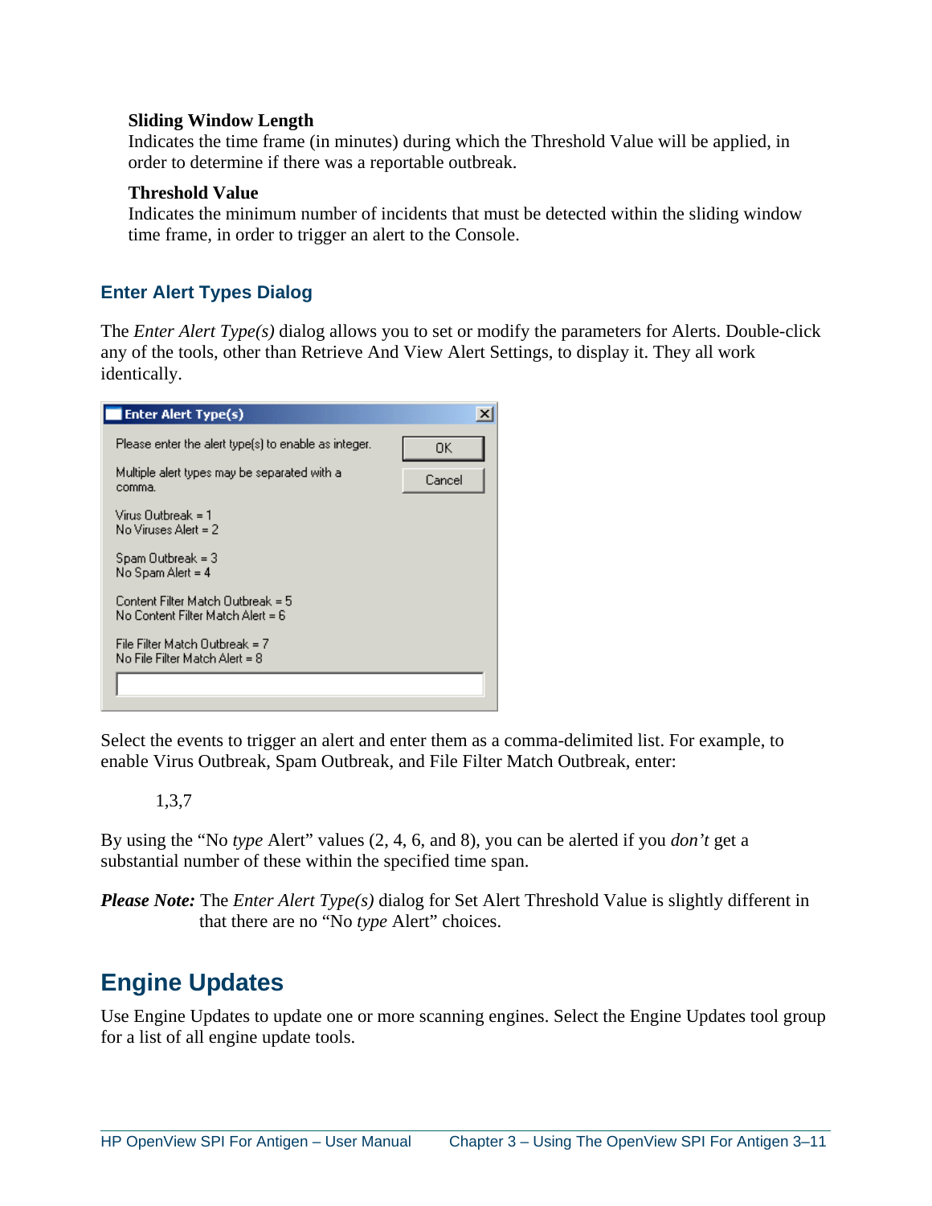**Sliding Window Length**

Indicates the time frame (in minutes) during which the Threshold Value will be applied, in order to determine if there was a reportable outbreak.

**Threshold Value**

Indicates the minimum number of incidents that must be detected within the sliding window time frame, in order to trigger an alert to the Console.

### Enter Alert Types Dialog

The *Enter Alert Type(s)* dialog allows you to set or modify the parameters for Alerts. Double-click any of the tools, other than Retrieve And View Alert Settings, to display it. They all work identically.

Enter Alert Type(s)

Please enter the alert type(s) to enable as integer.

Multiple alert types may be separated with a comma.

Virus Outbreak = 1
No Viruses Alert = 2

Spam Outbreak = 3
No Spam Alert = 4

Content Filter Match Outbreak = 5
No Content Filter Match Alert = 6

File Filter Match Outbreak = 7
No File Filter Match Alert = 8

OK
Cancel

Select the events to trigger an alert and enter them as a comma-delimited list. For example, to enable Virus Outbreak, Spam Outbreak, and File Filter Match Outbreak, enter:

1,3,7

By using the "No *type* Alert" values (2, 4, 6, and 8), you can be alerted if you *don't* get a substantial number of these within the specified time span.

***Please Note:*** The *Enter Alert Type(s)* dialog for Set Alert Threshold Value is slightly different in that there are no "No *type* Alert" choices.

## Engine Updates

Use Engine Updates to update one or more scanning engines. Select the Engine Updates tool group for a list of all engine update tools.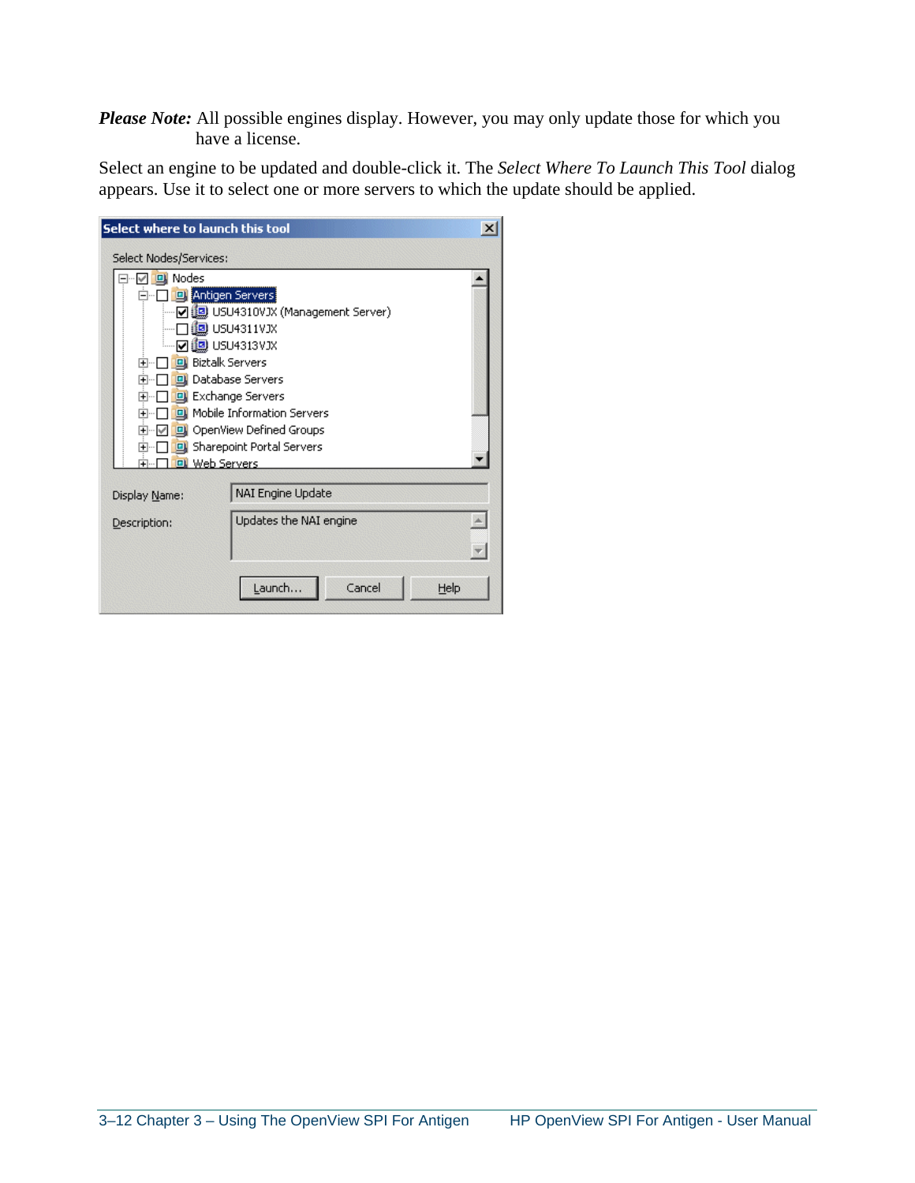***Please Note:*** All possible engines display. However, you may only update those for which you have a license.

Select an engine to be updated and double-click it. The *Select Where To Launch This Tool* dialog appears. Use it to select one or more servers to which the update should be applied.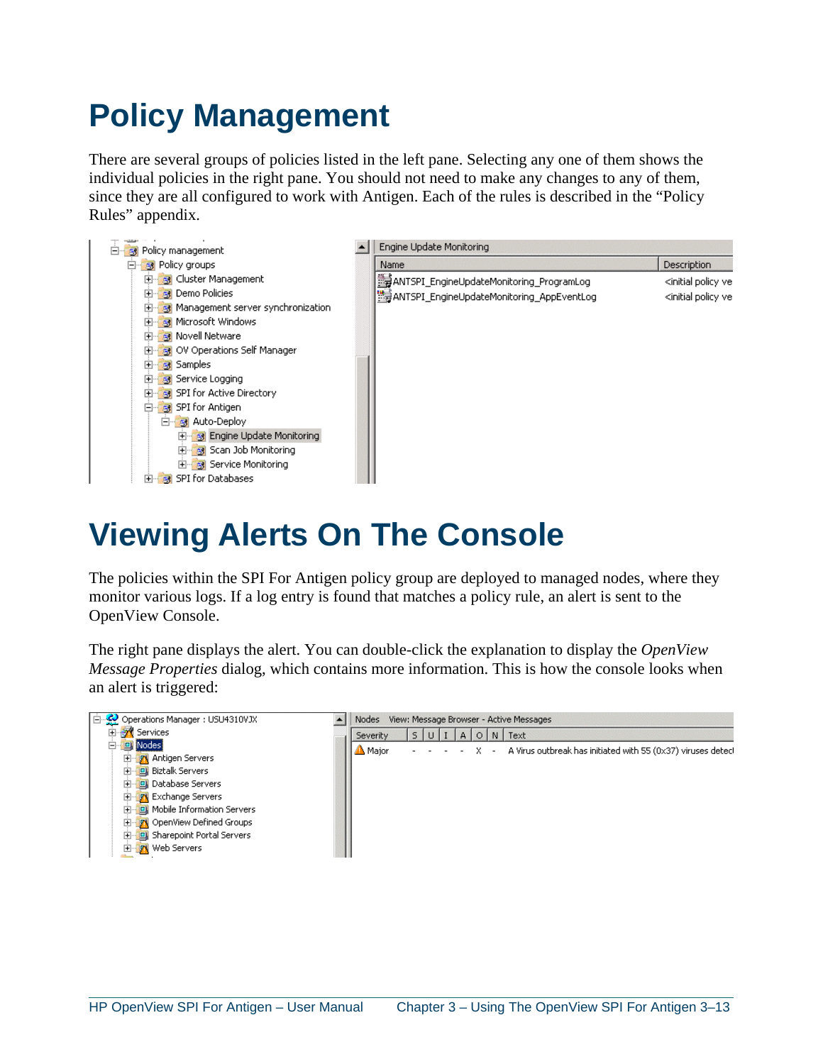# Policy Management

There are several groups of policies listed in the left pane. Selecting any one of them shows the individual policies in the right pane. You should not need to make any changes to any of them, since they are all configured to work with Antigen. Each of the rules is described in the "Policy Rules" appendix.

# Viewing Alerts On The Console

The policies within the SPI For Antigen policy group are deployed to managed nodes, where they monitor various logs. If a log entry is found that matches a policy rule, an alert is sent to the OpenView Console.

The right pane displays the alert. You can double-click the explanation to display the *OpenView Message Properties* dialog, which contains more information. This is how the console looks when an alert is triggered: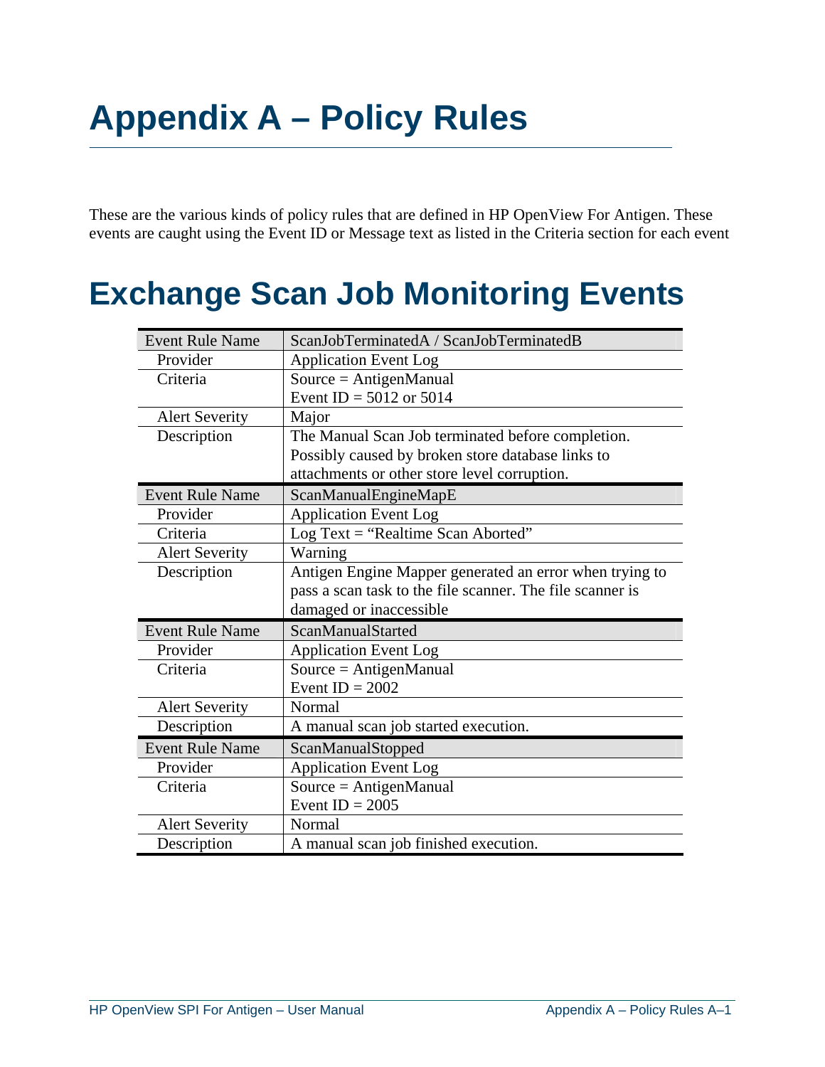# Appendix A – Policy Rules

These are the various kinds of policy rules that are defined in HP OpenView For Antigen. These events are caught using the Event ID or Message text as listed in the Criteria section for each event

# Exchange Scan Job Monitoring Events

| Event Rule Name | ScanJobTerminatedA / ScanJobTerminatedB |
|---|---|
| Provider | Application Event Log |
| Criteria | Source = AntigenManual<br>Event ID = 5012 or 5014 |
| Alert Severity | Major |
| Description | The Manual Scan Job terminated before completion. Possibly caused by broken store database links to attachments or other store level corruption. |
| **Event Rule Name** | **ScanManualEngineMapE** |
| Provider | Application Event Log |
| Criteria | Log Text = “Realtime Scan Aborted” |
| Alert Severity | Warning |
| Description | Antigen Engine Mapper generated an error when trying to pass a scan task to the file scanner. The file scanner is damaged or inaccessible |
| **Event Rule Name** | **ScanManualStarted** |
| Provider | Application Event Log |
| Criteria | Source = AntigenManual<br>Event ID = 2002 |
| Alert Severity | Normal |
| Description | A manual scan job started execution. |
| **Event Rule Name** | **ScanManualStopped** |
| Provider | Application Event Log |
| Criteria | Source = AntigenManual<br>Event ID = 2005 |
| Alert Severity | Normal |
| Description | A manual scan job finished execution. |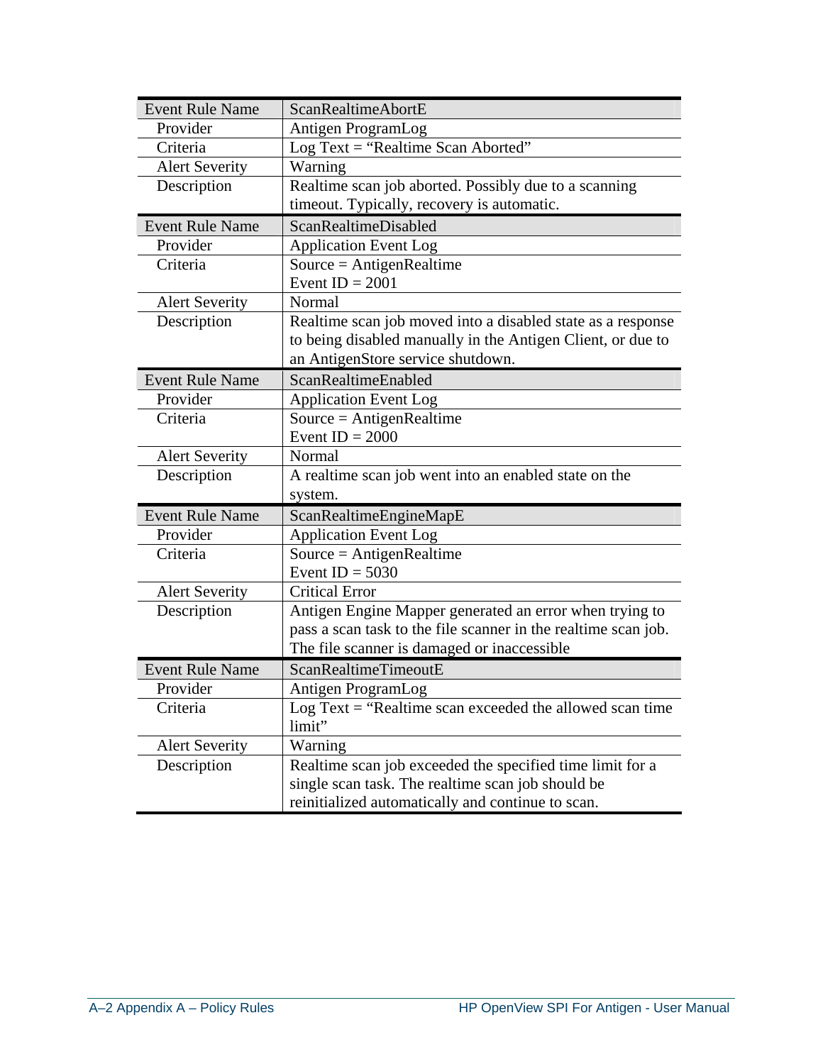| Event Rule Name | ScanRealtimeAbortE |
|---|---|
| Provider | Antigen ProgramLog |
| Criteria | Log Text = “Realtime Scan Aborted” |
| Alert Severity | Warning |
| Description | Realtime scan job aborted. Possibly due to a scanning timeout. Typically, recovery is automatic. |

| Event Rule Name | ScanRealtimeDisabled |
|---|---|
| Provider | Application Event Log |
| Criteria | Source = AntigenRealtime<br>Event ID = 2001 |
| Alert Severity | Normal |
| Description | Realtime scan job moved into a disabled state as a response to being disabled manually in the Antigen Client, or due to an AntigenStore service shutdown. |

| Event Rule Name | ScanRealtimeEnabled |
|---|---|
| Provider | Application Event Log |
| Criteria | Source = AntigenRealtime<br>Event ID = 2000 |
| Alert Severity | Normal |
| Description | A realtime scan job went into an enabled state on the system. |

| Event Rule Name | ScanRealtimeEngineMapE |
|---|---|
| Provider | Application Event Log |
| Criteria | Source = AntigenRealtime<br>Event ID = 5030 |
| Alert Severity | Critical Error |
| Description | Antigen Engine Mapper generated an error when trying to pass a scan task to the file scanner in the realtime scan job. The file scanner is damaged or inaccessible |

| Event Rule Name | ScanRealtimeTimeoutE |
|---|---|
| Provider | Antigen ProgramLog |
| Criteria | Log Text = “Realtime scan exceeded the allowed scan time limit” |
| Alert Severity | Warning |
| Description | Realtime scan job exceeded the specified time limit for a single scan task. The realtime scan job should be reinitialized automatically and continue to scan. |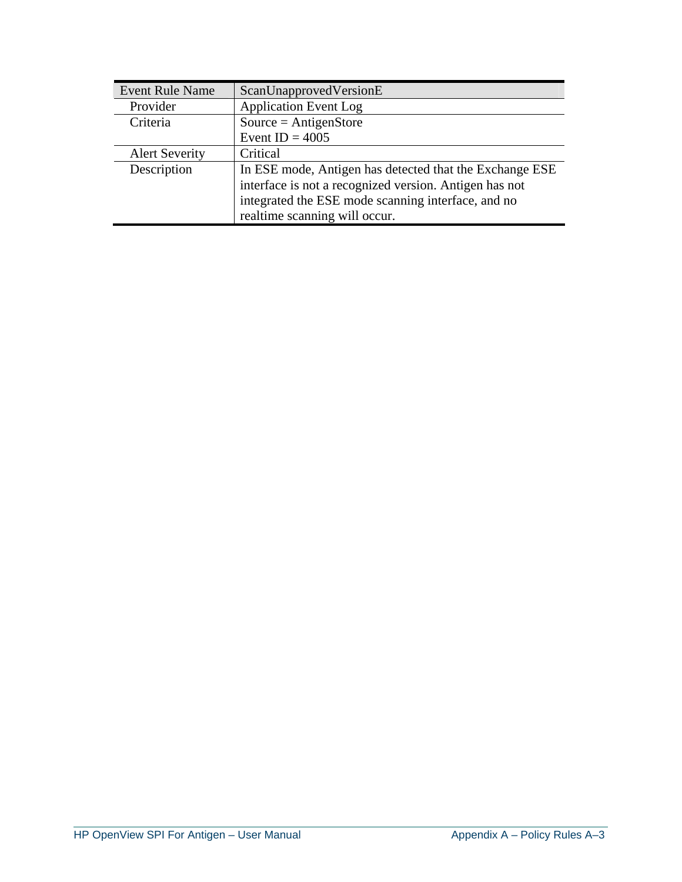| Event Rule Name | ScanUnapprovedVersionE |
|---|---|
| Provider | Application Event Log |
| Criteria | Source = AntigenStore<br>Event ID = 4005 |
| Alert Severity | Critical |
| Description | In ESE mode, Antigen has detected that the Exchange ESE interface is not a recognized version. Antigen has not integrated the ESE mode scanning interface, and no realtime scanning will occur. |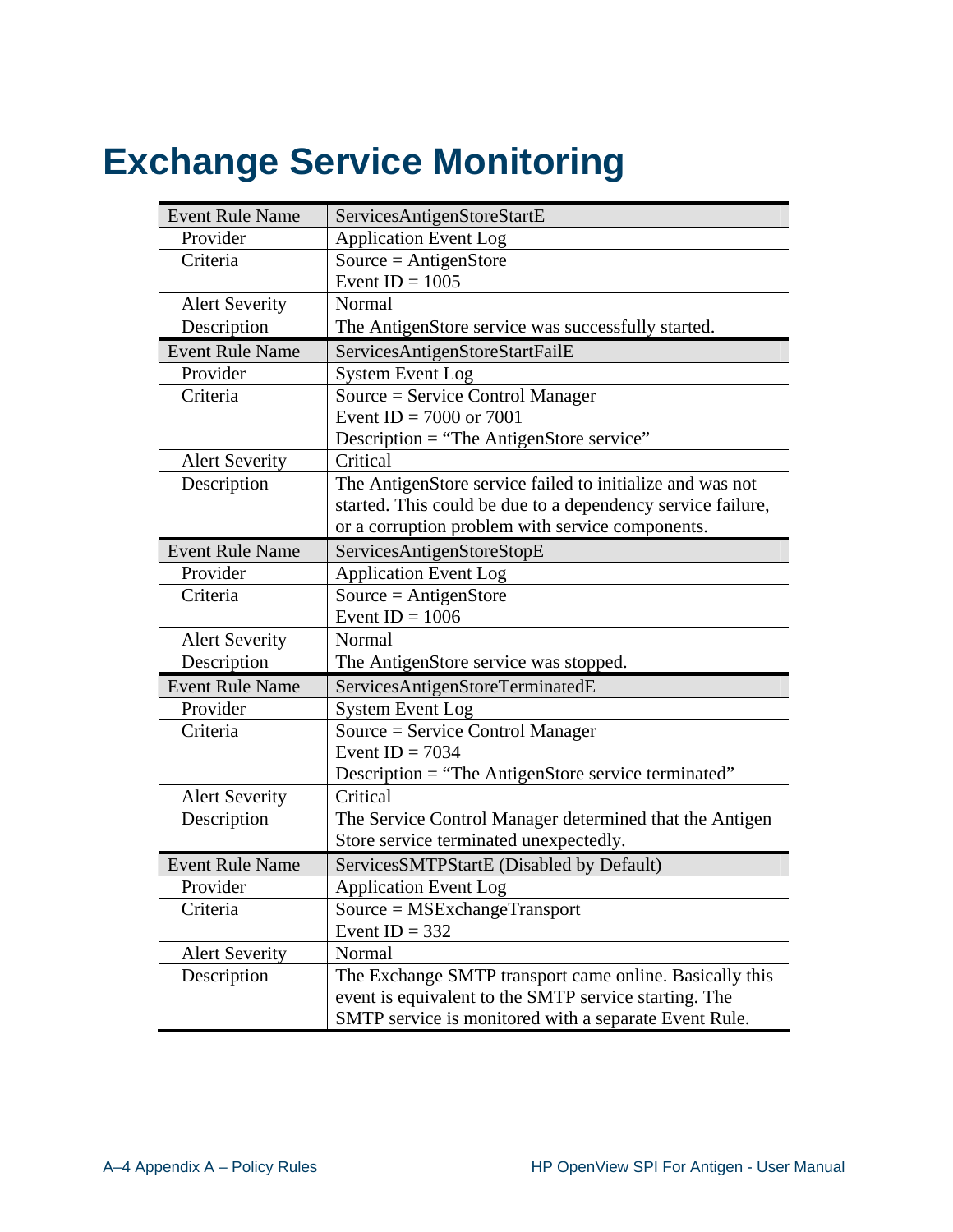# Exchange Service Monitoring

| Event Rule Name | ServicesAntigenStoreStartE |
|---|---|
| Provider | Application Event Log |
| Criteria | Source = AntigenStore<br>Event ID = 1005 |
| Alert Severity | Normal |
| Description | The AntigenStore service was successfully started. |
| **Event Rule Name** | **ServicesAntigenStoreStartFailE** |
| Provider | System Event Log |
| Criteria | Source = Service Control Manager<br>Event ID = 7000 or 7001<br>Description = "The AntigenStore service" |
| Alert Severity | Critical |
| Description | The AntigenStore service failed to initialize and was not started. This could be due to a dependency service failure, or a corruption problem with service components. |
| **Event Rule Name** | **ServicesAntigenStoreStopE** |
| Provider | Application Event Log |
| Criteria | Source = AntigenStore<br>Event ID = 1006 |
| Alert Severity | Normal |
| Description | The AntigenStore service was stopped. |
| **Event Rule Name** | **ServicesAntigenStoreTerminatedE** |
| Provider | System Event Log |
| Criteria | Source = Service Control Manager<br>Event ID = 7034<br>Description = "The AntigenStore service terminated" |
| Alert Severity | Critical |
| Description | The Service Control Manager determined that the Antigen Store service terminated unexpectedly. |
| **Event Rule Name** | **ServicesSMTPStartE (Disabled by Default)** |
| Provider | Application Event Log |
| Criteria | Source = MSExchangeTransport<br>Event ID = 332 |
| Alert Severity | Normal |
| Description | The Exchange SMTP transport came online. Basically this event is equivalent to the SMTP service starting. The SMTP service is monitored with a separate Event Rule. |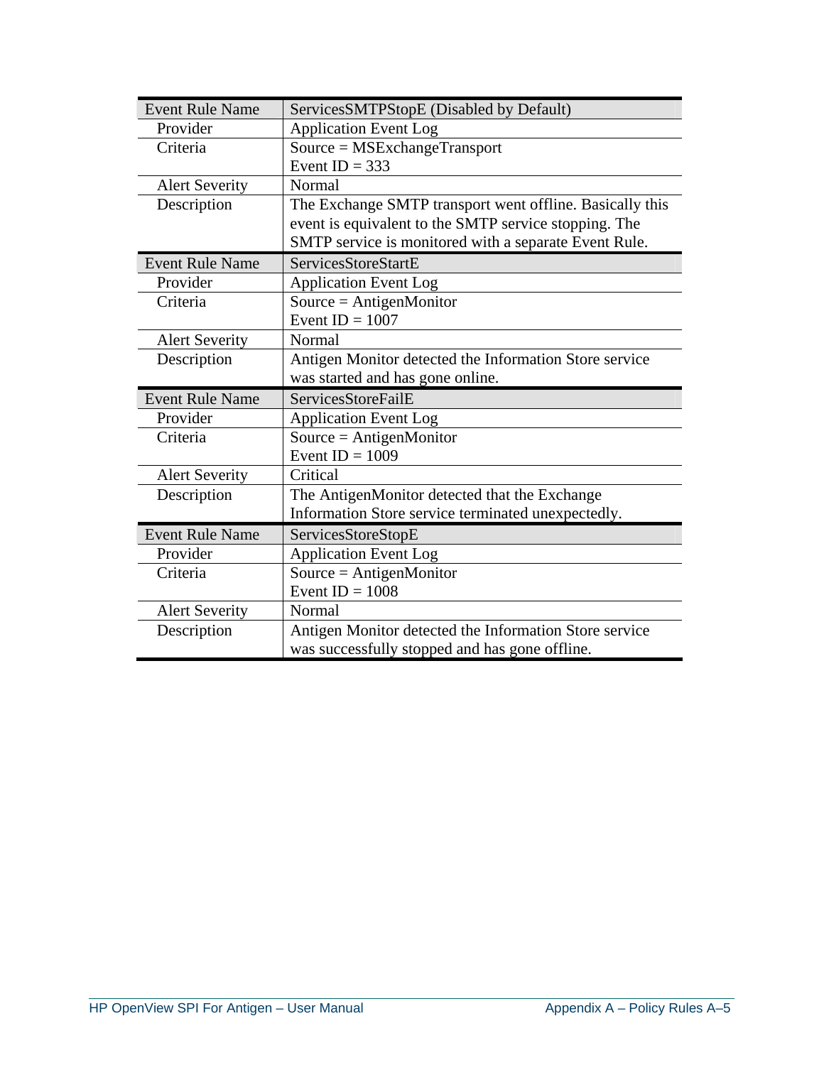| Event Rule Name | ServicesSMTPStopE (Disabled by Default) |
|---|---|
| Provider | Application Event Log |
| Criteria | Source = MSExchangeTransport<br>Event ID = 333 |
| Alert Severity | Normal |
| Description | The Exchange SMTP transport went offline. Basically this event is equivalent to the SMTP service stopping. The SMTP service is monitored with a separate Event Rule. |

| Event Rule Name | ServicesStoreStartE |
|---|---|
| Provider | Application Event Log |
| Criteria | Source = AntigenMonitor<br>Event ID = 1007 |
| Alert Severity | Normal |
| Description | Antigen Monitor detected the Information Store service was started and has gone online. |

| Event Rule Name | ServicesStoreFailE |
|---|---|
| Provider | Application Event Log |
| Criteria | Source = AntigenMonitor<br>Event ID = 1009 |
| Alert Severity | Critical |
| Description | The AntigenMonitor detected that the Exchange Information Store service terminated unexpectedly. |

| Event Rule Name | ServicesStoreStopE |
|---|---|
| Provider | Application Event Log |
| Criteria | Source = AntigenMonitor<br>Event ID = 1008 |
| Alert Severity | Normal |
| Description | Antigen Monitor detected the Information Store service was successfully stopped and has gone offline. |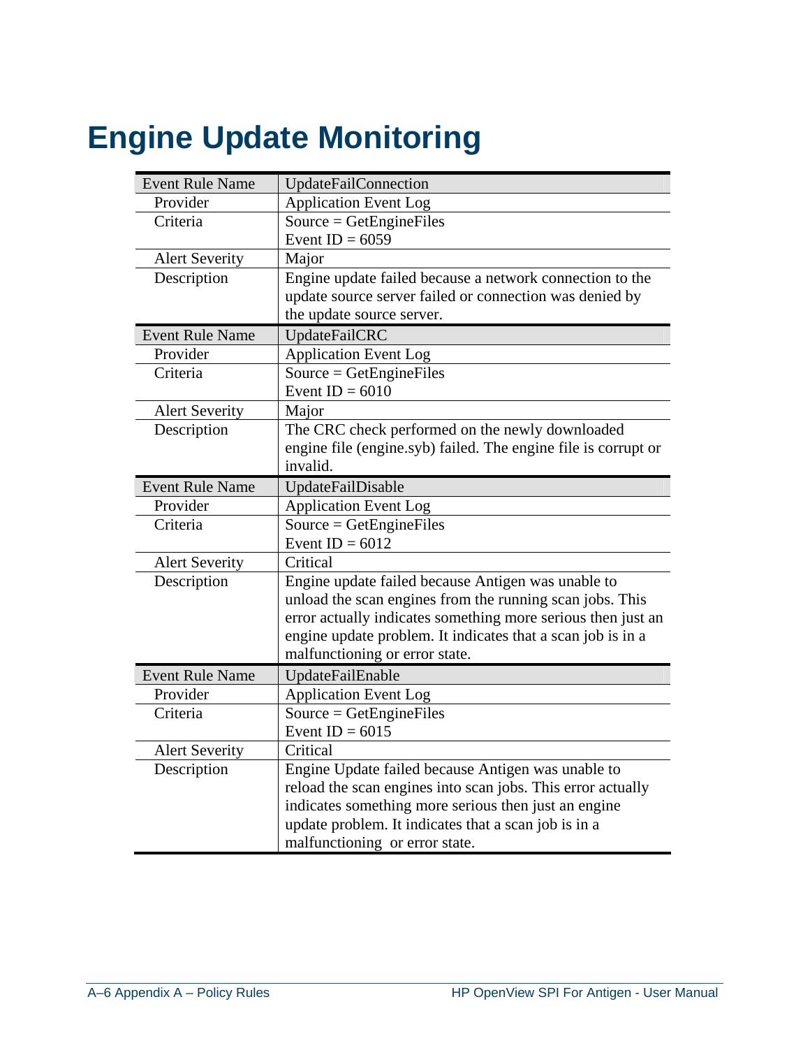# Engine Update Monitoring

| Event Rule Name | UpdateFailConnection |
|---|---|
| Provider | Application Event Log |
| Criteria | Source = GetEngineFiles<br>Event ID = 6059 |
| Alert Severity | Major |
| Description | Engine update failed because a network connection to the update source server failed or connection was denied by the update source server. |
| **Event Rule Name** | **UpdateFailCRC** |
| Provider | Application Event Log |
| Criteria | Source = GetEngineFiles<br>Event ID = 6010 |
| Alert Severity | Major |
| Description | The CRC check performed on the newly downloaded engine file (engine.syb) failed. The engine file is corrupt or invalid. |
| **Event Rule Name** | **UpdateFailDisable** |
| Provider | Application Event Log |
| Criteria | Source = GetEngineFiles<br>Event ID = 6012 |
| Alert Severity | Critical |
| Description | Engine update failed because Antigen was unable to unload the scan engines from the running scan jobs. This error actually indicates something more serious then just an engine update problem. It indicates that a scan job is in a malfunctioning or error state. |
| **Event Rule Name** | **UpdateFailEnable** |
| Provider | Application Event Log |
| Criteria | Source = GetEngineFiles<br>Event ID = 6015 |
| Alert Severity | Critical |
| Description | Engine Update failed because Antigen was unable to reload the scan engines into scan jobs. This error actually indicates something more serious then just an engine update problem. It indicates that a scan job is in a malfunctioning or error state. |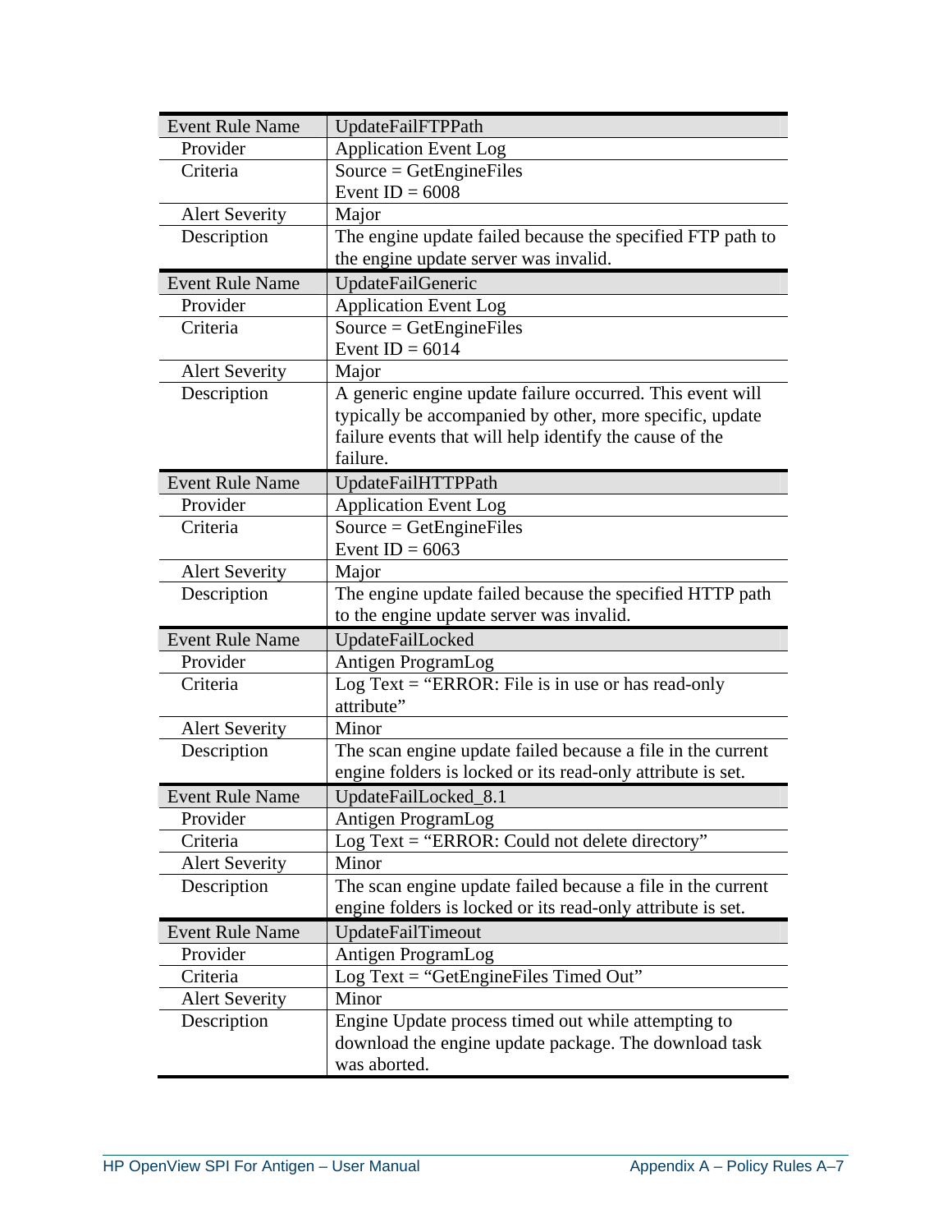| Event Rule Name | UpdateFailFTPPath |
|---|---|
| Provider | Application Event Log |
| Criteria | Source = GetEngineFiles<br>Event ID = 6008 |
| Alert Severity | Major |
| Description | The engine update failed because the specified FTP path to the engine update server was invalid. |

| Event Rule Name | UpdateFailGeneric |
|---|---|
| Provider | Application Event Log |
| Criteria | Source = GetEngineFiles<br>Event ID = 6014 |
| Alert Severity | Major |
| Description | A generic engine update failure occurred. This event will typically be accompanied by other, more specific, update failure events that will help identify the cause of the failure. |

| Event Rule Name | UpdateFailHTTPPath |
|---|---|
| Provider | Application Event Log |
| Criteria | Source = GetEngineFiles<br>Event ID = 6063 |
| Alert Severity | Major |
| Description | The engine update failed because the specified HTTP path to the engine update server was invalid. |

| Event Rule Name | UpdateFailLocked |
|---|---|
| Provider | Antigen ProgramLog |
| Criteria | Log Text = "ERROR: File is in use or has read-only attribute" |
| Alert Severity | Minor |
| Description | The scan engine update failed because a file in the current engine folders is locked or its read-only attribute is set. |

| Event Rule Name | UpdateFailLocked_8.1 |
|---|---|
| Provider | Antigen ProgramLog |
| Criteria | Log Text = "ERROR: Could not delete directory" |
| Alert Severity | Minor |
| Description | The scan engine update failed because a file in the current engine folders is locked or its read-only attribute is set. |

| Event Rule Name | UpdateFailTimeout |
|---|---|
| Provider | Antigen ProgramLog |
| Criteria | Log Text = "GetEngineFiles Timed Out" |
| Alert Severity | Minor |
| Description | Engine Update process timed out while attempting to download the engine update package. The download task was aborted. |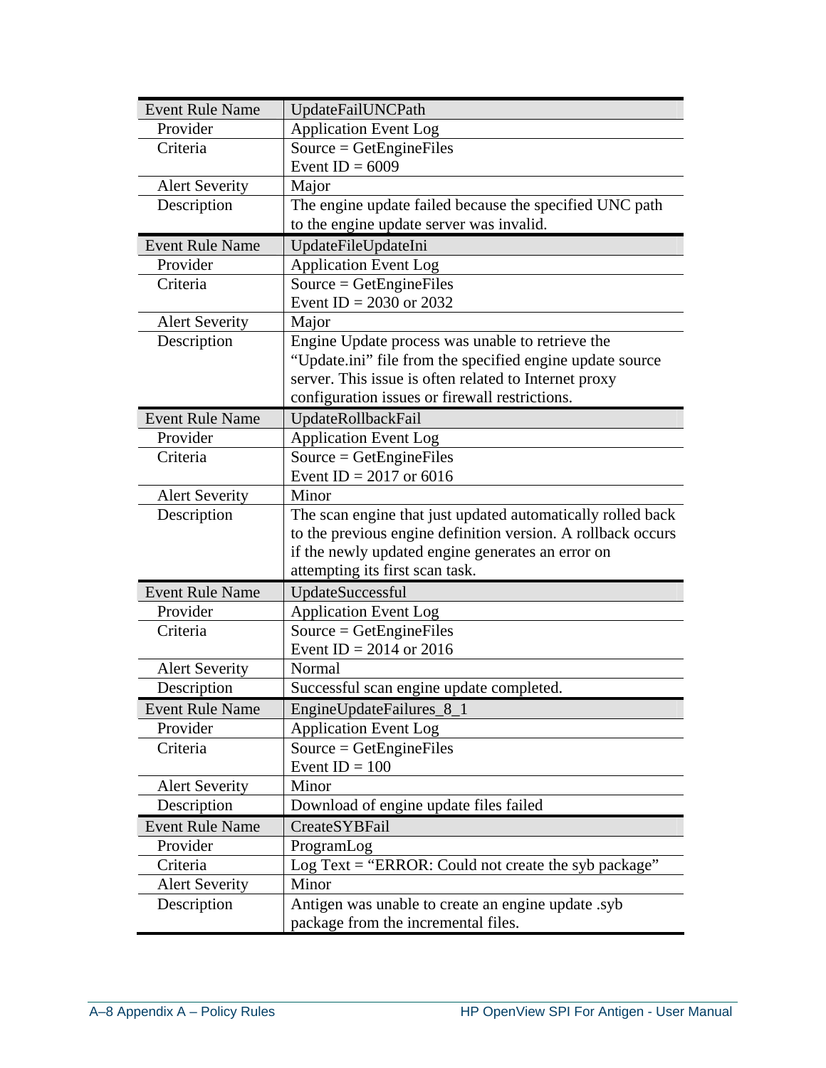| Event Rule Name | UpdateFailUNCPath |
| --- | --- |
| Provider | Application Event Log |
| Criteria | Source = GetEngineFiles<br>Event ID = 6009 |
| Alert Severity | Major |
| Description | The engine update failed because the specified UNC path to the engine update server was invalid. |

| Event Rule Name | UpdateFileUpdateIni |
| --- | --- |
| Provider | Application Event Log |
| Criteria | Source = GetEngineFiles<br>Event ID = 2030 or 2032 |
| Alert Severity | Major |
| Description | Engine Update process was unable to retrieve the “Update.ini” file from the specified engine update source server. This issue is often related to Internet proxy configuration issues or firewall restrictions. |

| Event Rule Name | UpdateRollbackFail |
| --- | --- |
| Provider | Application Event Log |
| Criteria | Source = GetEngineFiles<br>Event ID = 2017 or 6016 |
| Alert Severity | Minor |
| Description | The scan engine that just updated automatically rolled back to the previous engine definition version. A rollback occurs if the newly updated engine generates an error on attempting its first scan task. |

| Event Rule Name | UpdateSuccessful |
| --- | --- |
| Provider | Application Event Log |
| Criteria | Source = GetEngineFiles<br>Event ID = 2014 or 2016 |
| Alert Severity | Normal |
| Description | Successful scan engine update completed. |

| Event Rule Name | EngineUpdateFailures_8_1 |
| --- | --- |
| Provider | Application Event Log |
| Criteria | Source = GetEngineFiles<br>Event ID = 100 |
| Alert Severity | Minor |
| Description | Download of engine update files failed |

| Event Rule Name | CreateSYBFail |
| --- | --- |
| Provider | ProgramLog |
| Criteria | Log Text = “ERROR: Could not create the syb package” |
| Alert Severity | Minor |
| Description | Antigen was unable to create an engine update .syb package from the incremental files. |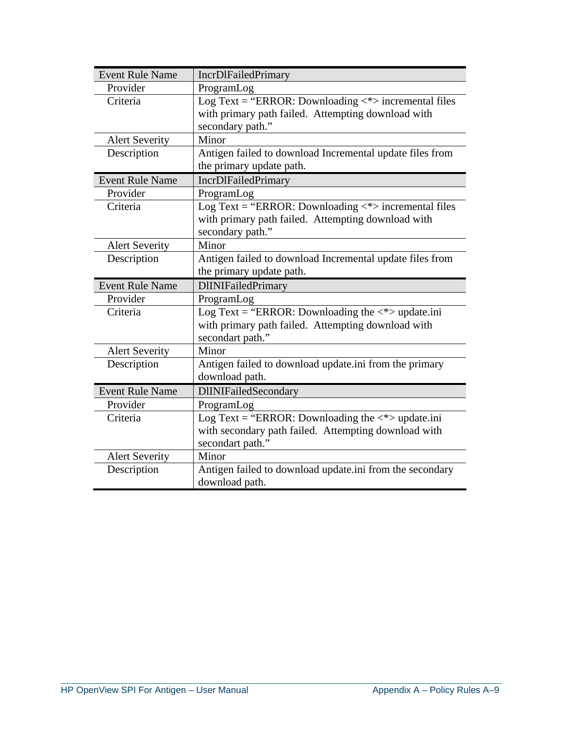| Event Rule Name | IncrDlFailedPrimary |
|---|---|
| Provider | ProgramLog |
| Criteria | Log Text = “ERROR: Downloading <*> incremental files with primary path failed.  Attempting download with secondary path.” |
| Alert Severity | Minor |
| Description | Antigen failed to download Incremental update files from the primary update path. |

| Event Rule Name | IncrDlFailedPrimary |
|---|---|
| Provider | ProgramLog |
| Criteria | Log Text = “ERROR: Downloading <*> incremental files with primary path failed.  Attempting download with secondary path.” |
| Alert Severity | Minor |
| Description | Antigen failed to download Incremental update files from the primary update path. |

| Event Rule Name | DlINIFailedPrimary |
|---|---|
| Provider | ProgramLog |
| Criteria | Log Text = “ERROR: Downloading the <*> update.ini with primary path failed.  Attempting download with secondart path.” |
| Alert Severity | Minor |
| Description | Antigen failed to download update.ini from the primary download path. |

| Event Rule Name | DlINIFailedSecondary |
|---|---|
| Provider | ProgramLog |
| Criteria | Log Text = “ERROR: Downloading the <*> update.ini with secondary path failed.  Attempting download with secondart path.” |
| Alert Severity | Minor |
| Description | Antigen failed to download update.ini from the secondary download path. |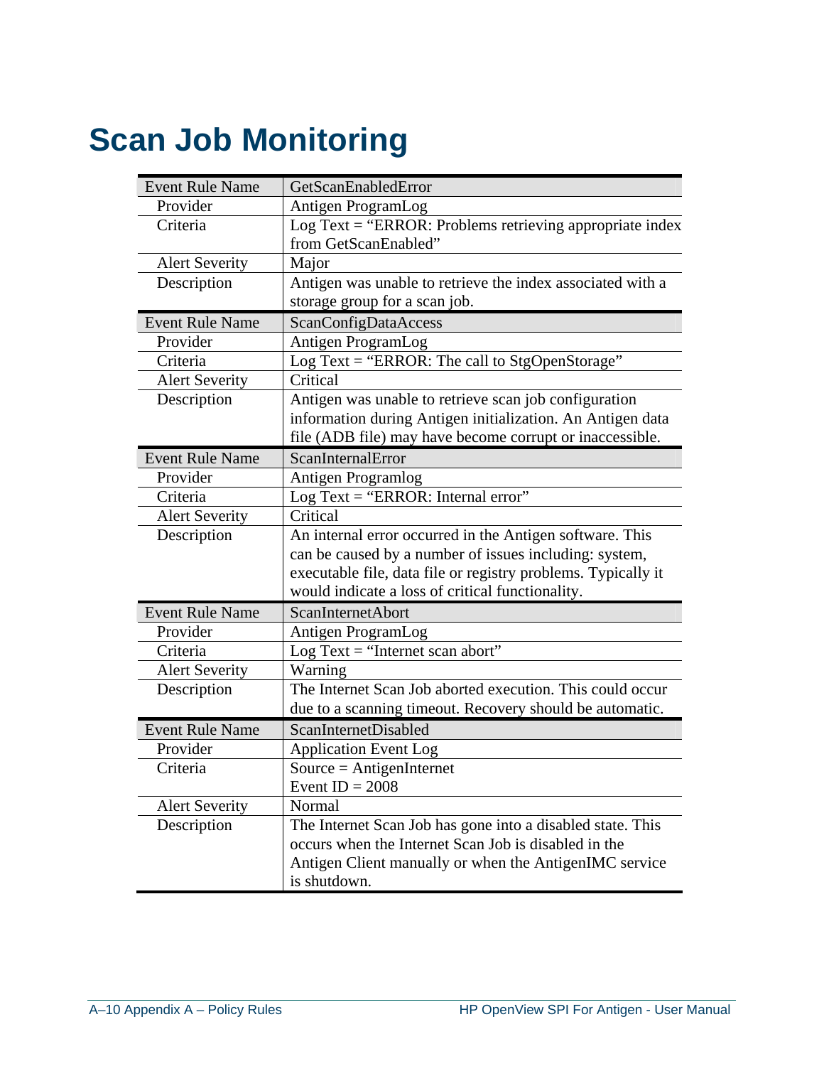# Scan Job Monitoring

| Event Rule Name | GetScanEnabledError |
|---|---|
| Provider | Antigen ProgramLog |
| Criteria | Log Text = “ERROR: Problems retrieving appropriate index from GetScanEnabled” |
| Alert Severity | Major |
| Description | Antigen was unable to retrieve the index associated with a storage group for a scan job. |
| **Event Rule Name** | **ScanConfigDataAccess** |
| Provider | Antigen ProgramLog |
| Criteria | Log Text = “ERROR: The call to StgOpenStorage” |
| Alert Severity | Critical |
| Description | Antigen was unable to retrieve scan job configuration information during Antigen initialization. An Antigen data file (ADB file) may have become corrupt or inaccessible. |
| **Event Rule Name** | **ScanInternalError** |
| Provider | Antigen Programlog |
| Criteria | Log Text = “ERROR: Internal error” |
| Alert Severity | Critical |
| Description | An internal error occurred in the Antigen software. This can be caused by a number of issues including: system, executable file, data file or registry problems. Typically it would indicate a loss of critical functionality. |
| **Event Rule Name** | **ScanInternetAbort** |
| Provider | Antigen ProgramLog |
| Criteria | Log Text = “Internet scan abort” |
| Alert Severity | Warning |
| Description | The Internet Scan Job aborted execution. This could occur due to a scanning timeout. Recovery should be automatic. |
| **Event Rule Name** | **ScanInternetDisabled** |
| Provider | Application Event Log |
| Criteria | Source = AntigenInternet<br>Event ID = 2008 |
| Alert Severity | Normal |
| Description | The Internet Scan Job has gone into a disabled state. This occurs when the Internet Scan Job is disabled in the Antigen Client manually or when the AntigenIMC service is shutdown. |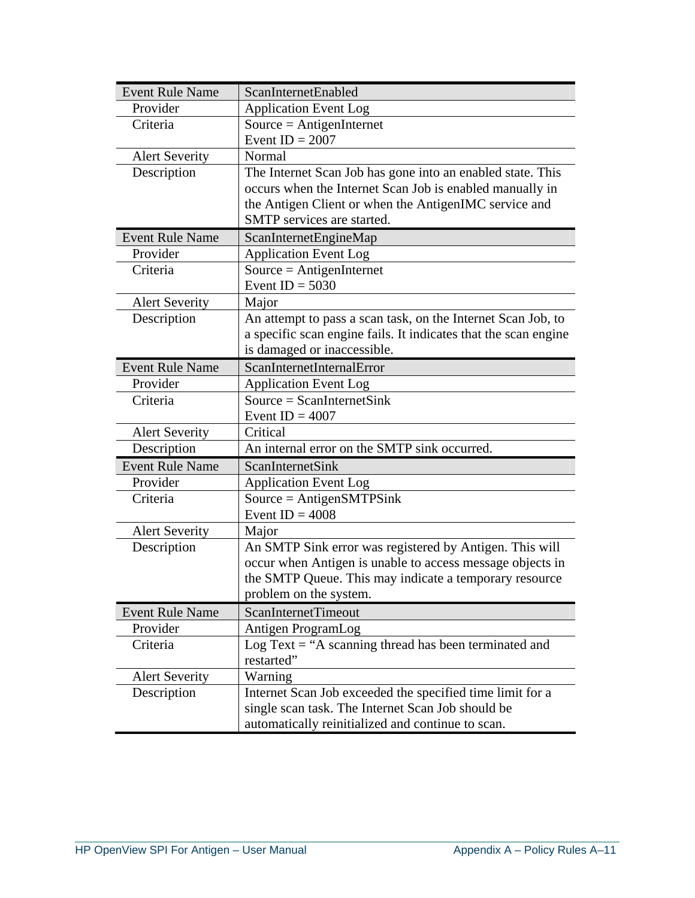| Event Rule Name | ScanInternetEnabled |
|---|---|
| Provider | Application Event Log |
| Criteria | Source = AntigenInternet<br>Event ID = 2007 |
| Alert Severity | Normal |
| Description | The Internet Scan Job has gone into an enabled state. This occurs when the Internet Scan Job is enabled manually in the Antigen Client or when the AntigenIMC service and SMTP services are started. |

| Event Rule Name | ScanInternetEngineMap |
|---|---|
| Provider | Application Event Log |
| Criteria | Source = AntigenInternet<br>Event ID = 5030 |
| Alert Severity | Major |
| Description | An attempt to pass a scan task, on the Internet Scan Job, to a specific scan engine fails. It indicates that the scan engine is damaged or inaccessible. |

| Event Rule Name | ScanInternetInternalError |
|---|---|
| Provider | Application Event Log |
| Criteria | Source = ScanInternetSink<br>Event ID = 4007 |
| Alert Severity | Critical |
| Description | An internal error on the SMTP sink occurred. |

| Event Rule Name | ScanInternetSink |
|---|---|
| Provider | Application Event Log |
| Criteria | Source = AntigenSMTPSink<br>Event ID = 4008 |
| Alert Severity | Major |
| Description | An SMTP Sink error was registered by Antigen. This will occur when Antigen is unable to access message objects in the SMTP Queue. This may indicate a temporary resource problem on the system. |

| Event Rule Name | ScanInternetTimeout |
|---|---|
| Provider | Antigen ProgramLog |
| Criteria | Log Text = "A scanning thread has been terminated and restarted" |
| Alert Severity | Warning |
| Description | Internet Scan Job exceeded the specified time limit for a single scan task. The Internet Scan Job should be automatically reinitialized and continue to scan. |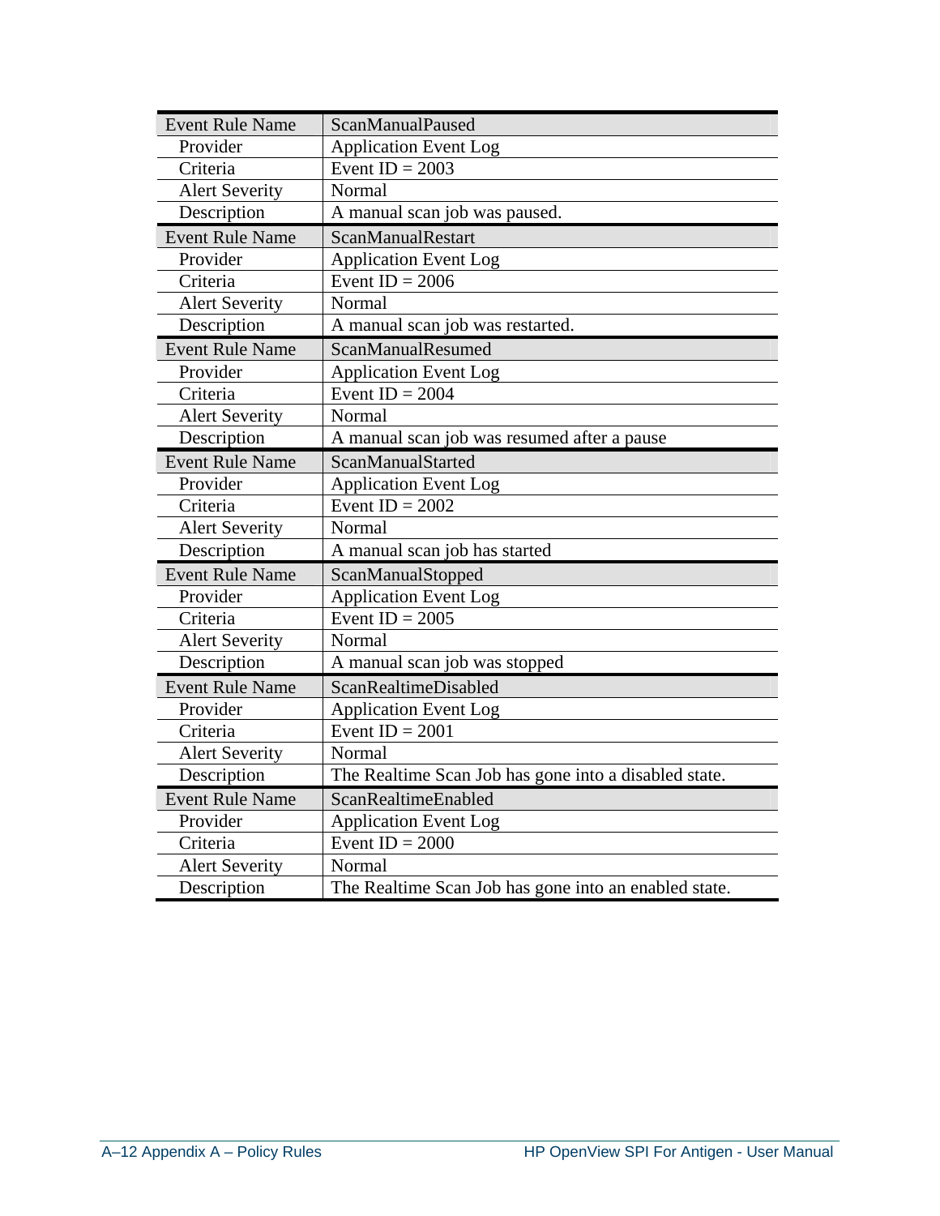| Event Rule Name | ScanManualPaused |
|---|---|
| Provider | Application Event Log |
| Criteria | Event ID = 2003 |
| Alert Severity | Normal |
| Description | A manual scan job was paused. |

| Event Rule Name | ScanManualRestart |
|---|---|
| Provider | Application Event Log |
| Criteria | Event ID = 2006 |
| Alert Severity | Normal |
| Description | A manual scan job was restarted. |

| Event Rule Name | ScanManualResumed |
|---|---|
| Provider | Application Event Log |
| Criteria | Event ID = 2004 |
| Alert Severity | Normal |
| Description | A manual scan job was resumed after a pause |

| Event Rule Name | ScanManualStarted |
|---|---|
| Provider | Application Event Log |
| Criteria | Event ID = 2002 |
| Alert Severity | Normal |
| Description | A manual scan job has started |

| Event Rule Name | ScanManualStopped |
|---|---|
| Provider | Application Event Log |
| Criteria | Event ID = 2005 |
| Alert Severity | Normal |
| Description | A manual scan job was stopped |

| Event Rule Name | ScanRealtimeDisabled |
|---|---|
| Provider | Application Event Log |
| Criteria | Event ID = 2001 |
| Alert Severity | Normal |
| Description | The Realtime Scan Job has gone into a disabled state. |

| Event Rule Name | ScanRealtimeEnabled |
|---|---|
| Provider | Application Event Log |
| Criteria | Event ID = 2000 |
| Alert Severity | Normal |
| Description | The Realtime Scan Job has gone into an enabled state. |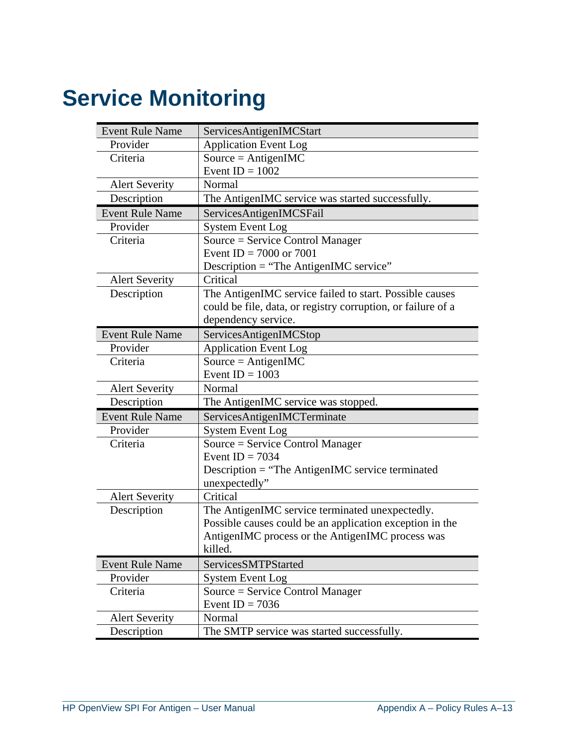# Service Monitoring

| Event Rule Name | ServicesAntigenIMCStart |
|---|---|
| Provider | Application Event Log |
| Criteria | Source = AntigenIMC<br>Event ID = 1002 |
| Alert Severity | Normal |
| Description | The AntigenIMC service was started successfully. |
| **Event Rule Name** | **ServicesAntigenIMCSFail** |
| Provider | System Event Log |
| Criteria | Source = Service Control Manager<br>Event ID = 7000 or 7001<br>Description = “The AntigenIMC service” |
| Alert Severity | Critical |
| Description | The AntigenIMC service failed to start. Possible causes could be file, data, or registry corruption, or failure of a dependency service. |
| **Event Rule Name** | **ServicesAntigenIMCStop** |
| Provider | Application Event Log |
| Criteria | Source = AntigenIMC<br>Event ID = 1003 |
| Alert Severity | Normal |
| Description | The AntigenIMC service was stopped. |
| **Event Rule Name** | **ServicesAntigenIMCTerminate** |
| Provider | System Event Log |
| Criteria | Source = Service Control Manager<br>Event ID = 7034<br>Description = “The AntigenIMC service terminated unexpectedly” |
| Alert Severity | Critical |
| Description | The AntigenIMC service terminated unexpectedly. Possible causes could be an application exception in the AntigenIMC process or the AntigenIMC process was killed. |
| **Event Rule Name** | **ServicesSMTPStarted** |
| Provider | System Event Log |
| Criteria | Source = Service Control Manager<br>Event ID = 7036 |
| Alert Severity | Normal |
| Description | The SMTP service was started successfully. |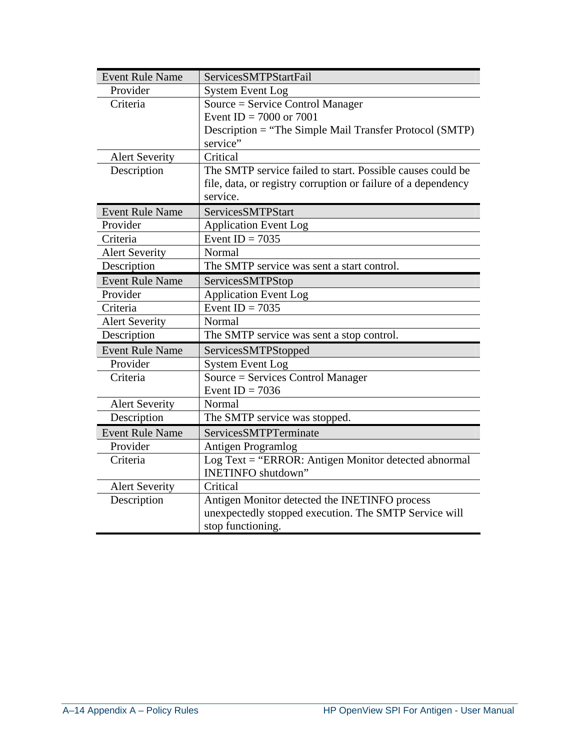| Event Rule Name | ServicesSMTPStartFail |
| --- | --- |
| Provider | System Event Log |
| Criteria | Source = Service Control Manager<br>Event ID = 7000 or 7001<br>Description = "The Simple Mail Transfer Protocol (SMTP) service" |
| Alert Severity | Critical |
| Description | The SMTP service failed to start. Possible causes could be file, data, or registry corruption or failure of a dependency service. |

| Event Rule Name | ServicesSMTPStart |
| --- | --- |
| Provider | Application Event Log |
| Criteria | Event ID = 7035 |
| Alert Severity | Normal |
| Description | The SMTP service was sent a start control. |

| Event Rule Name | ServicesSMTPStop |
| --- | --- |
| Provider | Application Event Log |
| Criteria | Event ID = 7035 |
| Alert Severity | Normal |
| Description | The SMTP service was sent a stop control. |

| Event Rule Name | ServicesSMTPStopped |
| --- | --- |
| Provider | System Event Log |
| Criteria | Source = Services Control Manager<br>Event ID = 7036 |
| Alert Severity | Normal |
| Description | The SMTP service was stopped. |

| Event Rule Name | ServicesSMTPTerminate |
| --- | --- |
| Provider | Antigen Programlog |
| Criteria | Log Text = "ERROR: Antigen Monitor detected abnormal INETINFO shutdown" |
| Alert Severity | Critical |
| Description | Antigen Monitor detected the INETINFO process unexpectedly stopped execution. The SMTP Service will stop functioning. |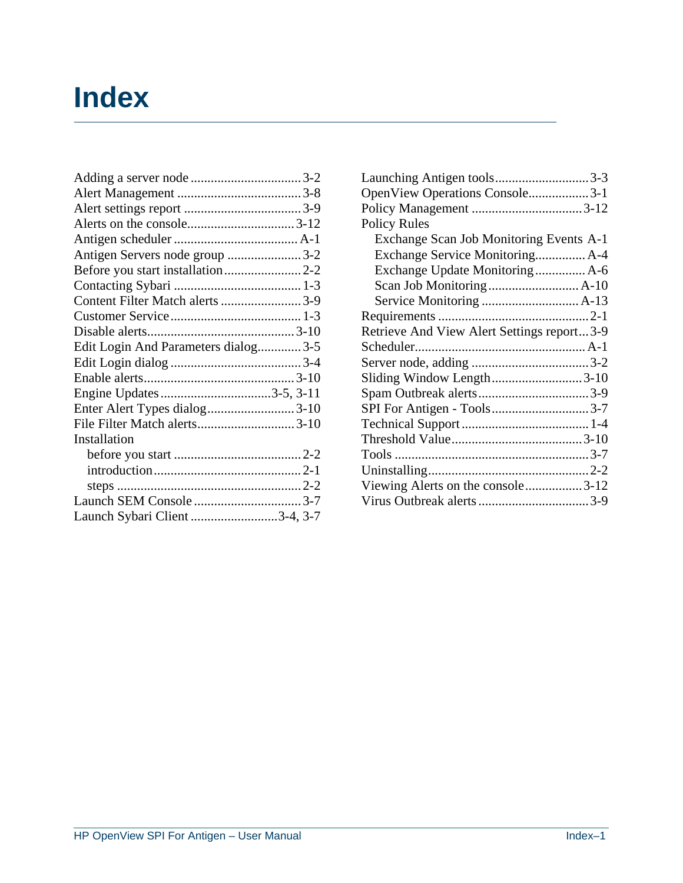# Index

Adding a server node ................................ 3-2
Alert Management .................................... 3-8
Alert settings report .................................. 3-9
Alerts on the console................................ 3-12
Antigen scheduler .................................... A-1
Antigen Servers node group ...................... 3-2
Before you start installation....................... 2-2
Contacting Sybari ...................................... 1-3
Content Filter Match alerts ........................ 3-9
Customer Service....................................... 1-3
Disable alerts............................................ 3-10
Edit Login And Parameters dialog............. 3-5
Edit Login dialog ....................................... 3-4
Enable alerts............................................. 3-10
Engine Updates.................................3-5, 3-11
Enter Alert Types dialog.......................... 3-10
File Filter Match alerts............................. 3-10
Installation
- before you start ...................................... 2-2
- introduction............................................ 2-1
- steps ....................................................... 2-2

Launch SEM Console ................................ 3-7
Launch Sybari Client ..........................3-4, 3-7
Launching Antigen tools............................ 3-3
OpenView Operations Console.................. 3-1
Policy Management ................................. 3-12
Policy Rules
- Exchange Scan Job Monitoring Events A-1
- Exchange Service Monitoring............... A-4
- Exchange Update Monitoring............... A-6
- Scan Job Monitoring ........................... A-10
- Service Monitoring ............................. A-13

Requirements ............................................ 2-1
Retrieve And View Alert Settings report... 3-9
Scheduler.................................................. A-1
Server node, adding ................................... 3-2
Sliding Window Length........................... 3-10
Spam Outbreak alerts................................. 3-9
SPI For Antigen - Tools............................. 3-7
Technical Support...................................... 1-4
Threshold Value....................................... 3-10
Tools .......................................................... 3-7
Uninstalling................................................ 2-2
Viewing Alerts on the console................. 3-12
Virus Outbreak alerts................................. 3-9